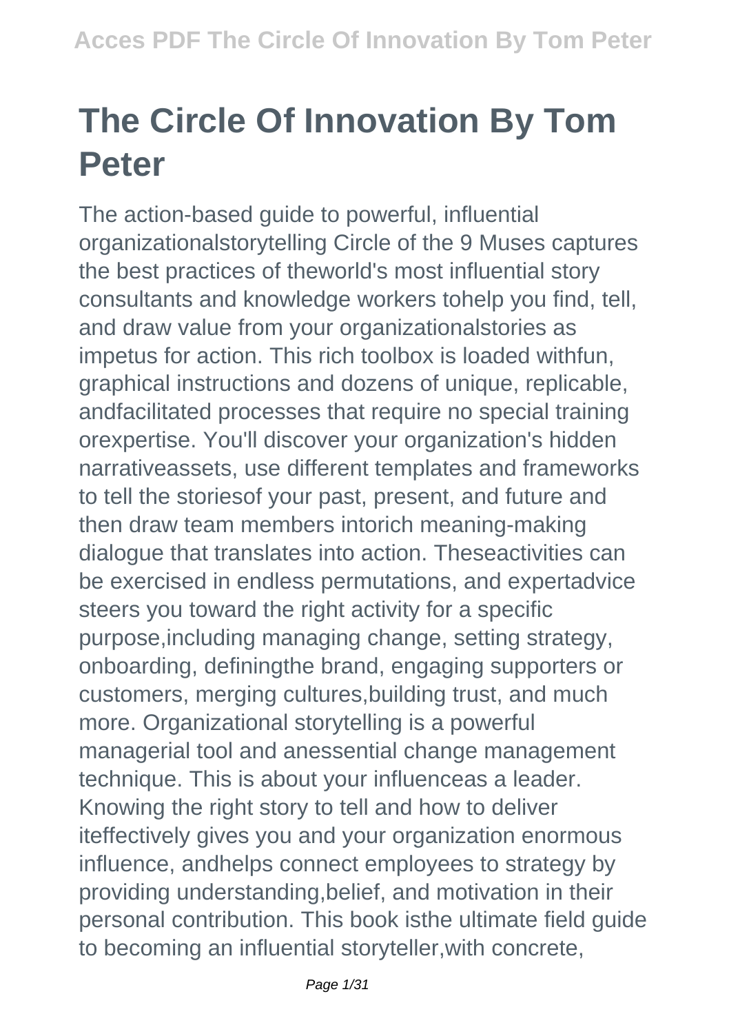# The Circle Of Innovation By Tom Peter

The action-based guide to powerful, influential organizationalstorytelling Circle of the 9 Muses captures the best practices of theworld's most influential story consultants and knowledge workers tohelp you find, tell, and draw value from your organizationalstories as impetus for action. This rich toolbox is loaded withfun, graphical instructions and dozens of unique, replicable, andfacilitated processes that require no special training orexpertise. You'll discover your organization's hidden narrativeassets, use different templates and frameworks to tell the storiesof your past, present, and future and then draw team members intorich meaning-making dialogue that translates into action. Theseactivities can be exercised in endless permutations, and expertadvice steers you toward the right activity for a specific purpose,including managing change, setting strategy, onboarding, definingthe brand, engaging supporters or customers, merging cultures,building trust, and much more. Organizational storytelling is a powerful managerial tool and anessential change management technique. This is about your influenceas a leader. Knowing the right story to tell and how to deliver iteffectively gives you and your organization enormous influence, andhelps connect employees to strategy by providing understanding,belief, and motivation in their personal contribution. This book isthe ultimate field guide to becoming an influential storyteller,with concrete,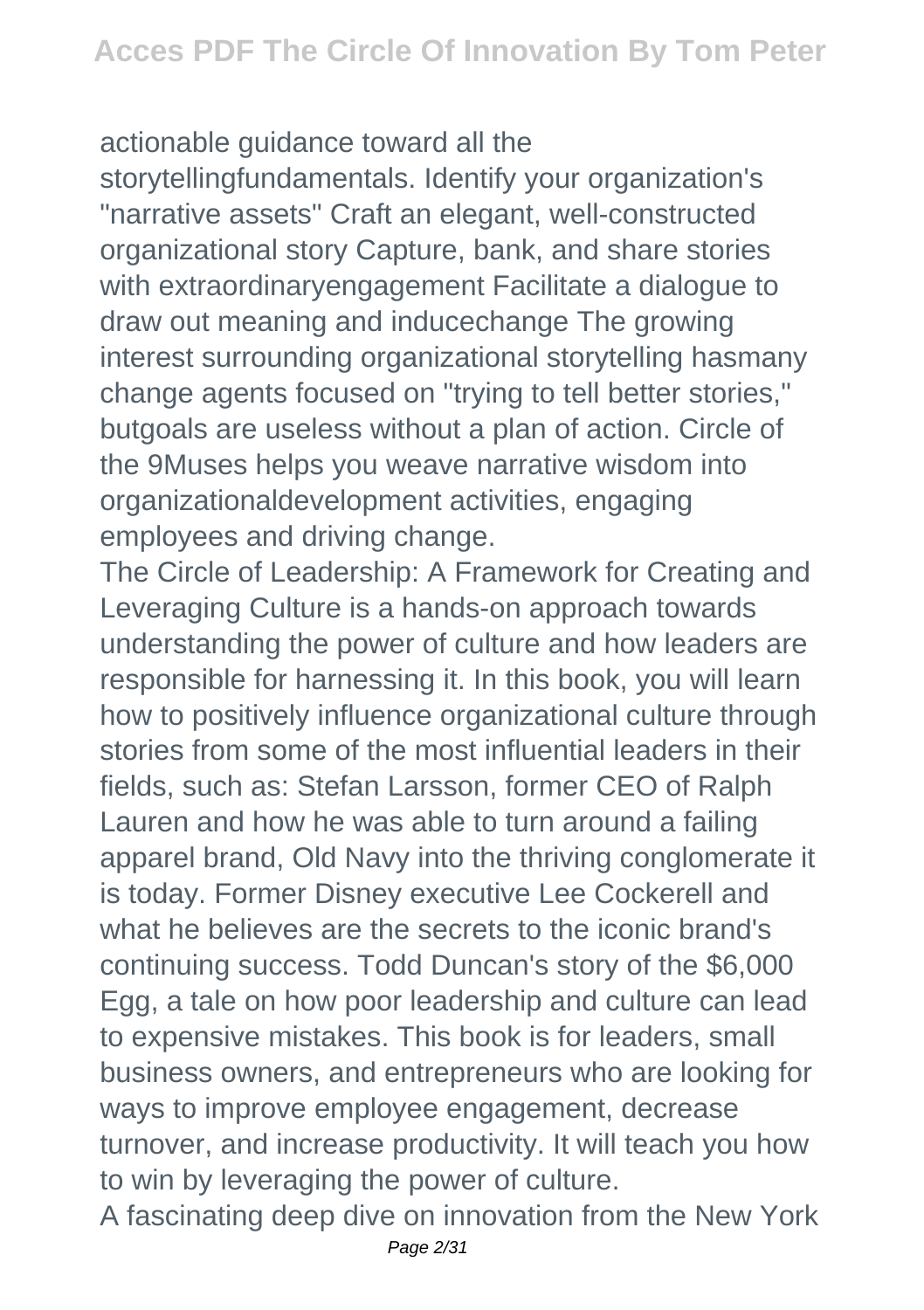actionable guidance toward all the storytellingfundamentals. Identify your organization's "narrative assets" Craft an elegant, well-constructed organizational story Capture, bank, and share stories with extraordinaryengagement Facilitate a dialogue to draw out meaning and inducechange The growing interest surrounding organizational storytelling hasmany change agents focused on "trying to tell better stories," butgoals are useless without a plan of action. Circle of the 9Muses helps you weave narrative wisdom into organizationaldevelopment activities, engaging employees and driving change.

The Circle of Leadership: A Framework for Creating and Leveraging Culture is a hands-on approach towards understanding the power of culture and how leaders are responsible for harnessing it. In this book, you will learn how to positively influence organizational culture through stories from some of the most influential leaders in their fields, such as: Stefan Larsson, former CEO of Ralph Lauren and how he was able to turn around a failing apparel brand, Old Navy into the thriving conglomerate it is today. Former Disney executive Lee Cockerell and what he believes are the secrets to the iconic brand's continuing success. Todd Duncan's story of the $6,000 Egg, a tale on how poor leadership and culture can lead to expensive mistakes. This book is for leaders, small business owners, and entrepreneurs who are looking for ways to improve employee engagement, decrease turnover, and increase productivity. It will teach you how to win by leveraging the power of culture.

A fascinating deep dive on innovation from the New York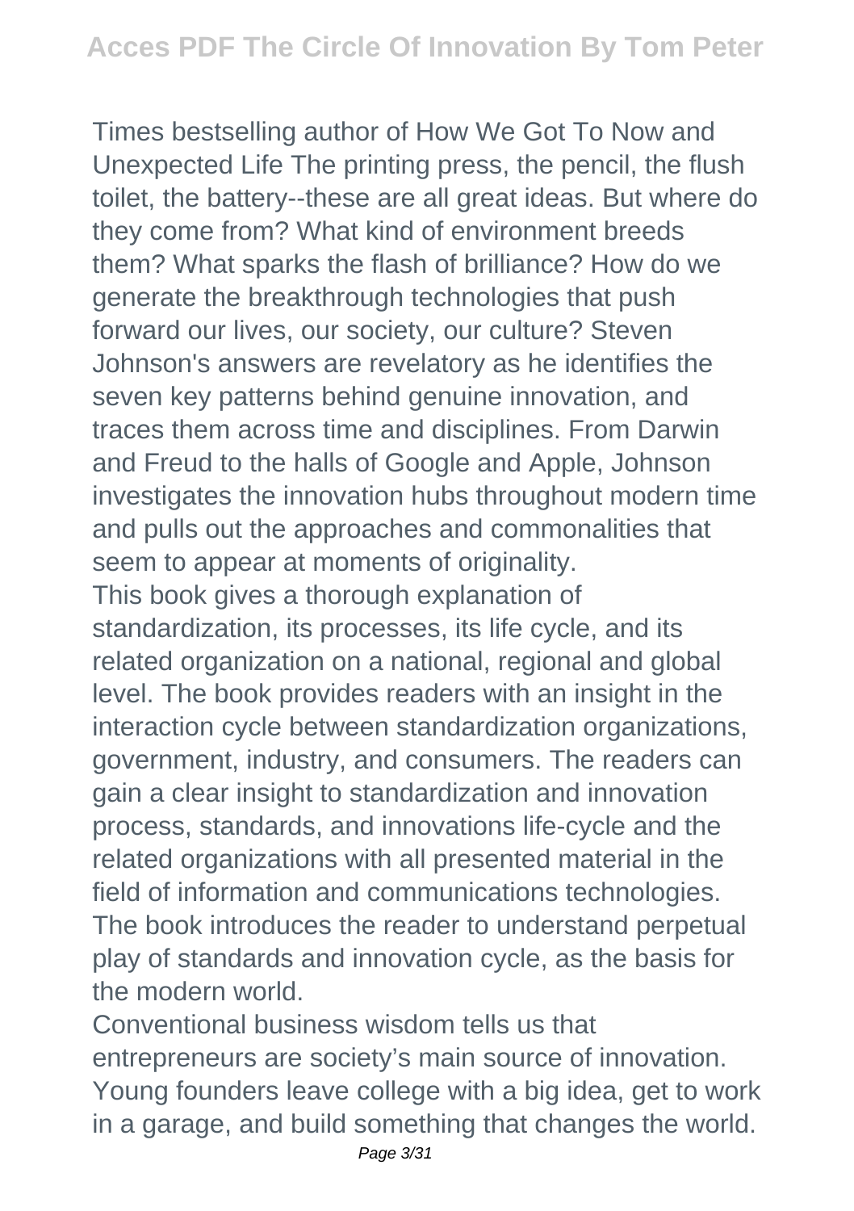Times bestselling author of How We Got To Now and Unexpected Life The printing press, the pencil, the flush toilet, the battery--these are all great ideas. But where do they come from? What kind of environment breeds them? What sparks the flash of brilliance? How do we generate the breakthrough technologies that push forward our lives, our society, our culture? Steven Johnson's answers are revelatory as he identifies the seven key patterns behind genuine innovation, and traces them across time and disciplines. From Darwin and Freud to the halls of Google and Apple, Johnson investigates the innovation hubs throughout modern time and pulls out the approaches and commonalities that seem to appear at moments of originality.

This book gives a thorough explanation of standardization, its processes, its life cycle, and its related organization on a national, regional and global level. The book provides readers with an insight in the interaction cycle between standardization organizations, government, industry, and consumers. The readers can gain a clear insight to standardization and innovation process, standards, and innovations life-cycle and the related organizations with all presented material in the field of information and communications technologies. The book introduces the reader to understand perpetual play of standards and innovation cycle, as the basis for the modern world.

Conventional business wisdom tells us that entrepreneurs are society’s main source of innovation. Young founders leave college with a big idea, get to work in a garage, and build something that changes the world.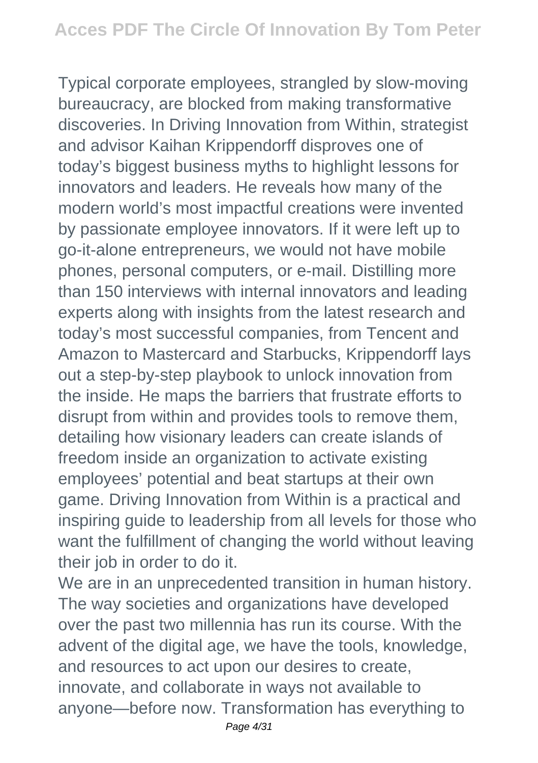Typical corporate employees, strangled by slow-moving bureaucracy, are blocked from making transformative discoveries. In Driving Innovation from Within, strategist and advisor Kaihan Krippendorff disproves one of today's biggest business myths to highlight lessons for innovators and leaders. He reveals how many of the modern world's most impactful creations were invented by passionate employee innovators. If it were left up to go-it-alone entrepreneurs, we would not have mobile phones, personal computers, or e-mail. Distilling more than 150 interviews with internal innovators and leading experts along with insights from the latest research and today's most successful companies, from Tencent and Amazon to Mastercard and Starbucks, Krippendorff lays out a step-by-step playbook to unlock innovation from the inside. He maps the barriers that frustrate efforts to disrupt from within and provides tools to remove them, detailing how visionary leaders can create islands of freedom inside an organization to activate existing employees' potential and beat startups at their own game. Driving Innovation from Within is a practical and inspiring guide to leadership from all levels for those who want the fulfillment of changing the world without leaving their job in order to do it.

We are in an unprecedented transition in human history. The way societies and organizations have developed over the past two millennia has run its course. With the advent of the digital age, we have the tools, knowledge, and resources to act upon our desires to create, innovate, and collaborate in ways not available to anyone—before now. Transformation has everything to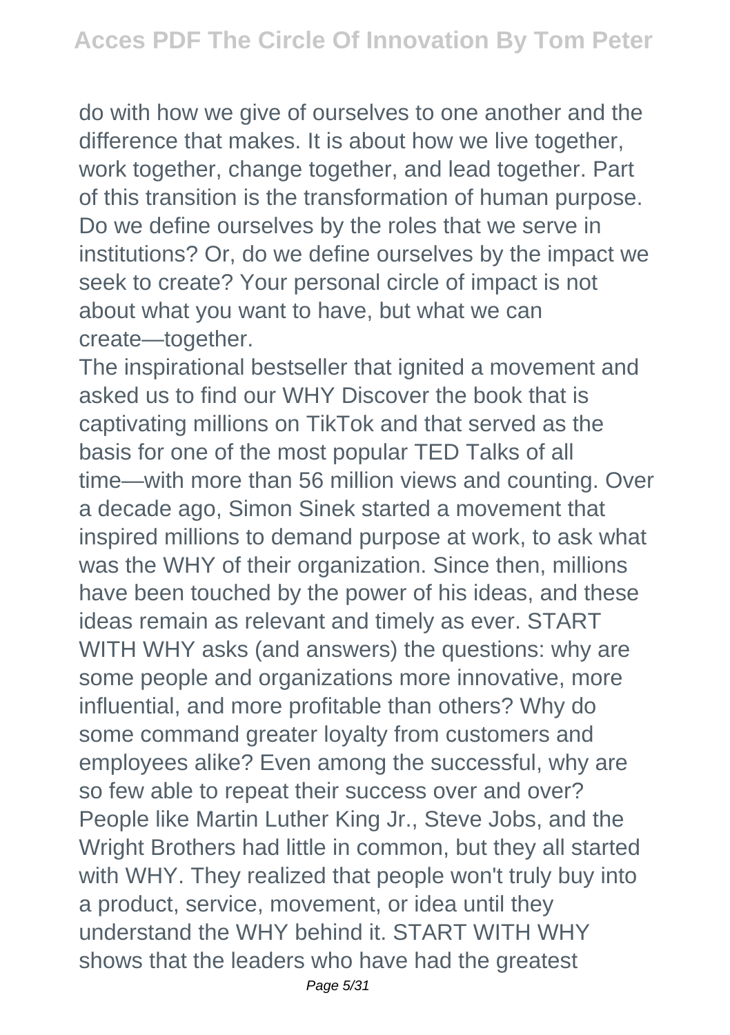do with how we give of ourselves to one another and the difference that makes. It is about how we live together, work together, change together, and lead together. Part of this transition is the transformation of human purpose. Do we define ourselves by the roles that we serve in institutions? Or, do we define ourselves by the impact we seek to create? Your personal circle of impact is not about what you want to have, but what we can create—together.

The inspirational bestseller that ignited a movement and asked us to find our WHY Discover the book that is captivating millions on TikTok and that served as the basis for one of the most popular TED Talks of all time—with more than 56 million views and counting. Over a decade ago, Simon Sinek started a movement that inspired millions to demand purpose at work, to ask what was the WHY of their organization. Since then, millions have been touched by the power of his ideas, and these ideas remain as relevant and timely as ever. START WITH WHY asks (and answers) the questions: why are some people and organizations more innovative, more influential, and more profitable than others? Why do some command greater loyalty from customers and employees alike? Even among the successful, why are so few able to repeat their success over and over? People like Martin Luther King Jr., Steve Jobs, and the Wright Brothers had little in common, but they all started with WHY. They realized that people won't truly buy into a product, service, movement, or idea until they understand the WHY behind it. START WITH WHY shows that the leaders who have had the greatest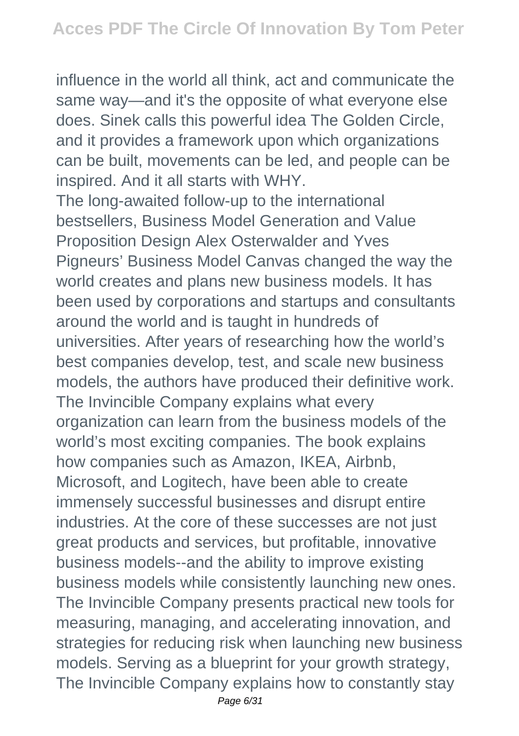influence in the world all think, act and communicate the same way—and it's the opposite of what everyone else does. Sinek calls this powerful idea The Golden Circle, and it provides a framework upon which organizations can be built, movements can be led, and people can be inspired. And it all starts with WHY.

The long-awaited follow-up to the international bestsellers, Business Model Generation and Value Proposition Design Alex Osterwalder and Yves Pigneurs' Business Model Canvas changed the way the world creates and plans new business models. It has been used by corporations and startups and consultants around the world and is taught in hundreds of universities. After years of researching how the world's best companies develop, test, and scale new business models, the authors have produced their definitive work. The Invincible Company explains what every organization can learn from the business models of the world's most exciting companies. The book explains how companies such as Amazon, IKEA, Airbnb, Microsoft, and Logitech, have been able to create immensely successful businesses and disrupt entire industries. At the core of these successes are not just great products and services, but profitable, innovative business models--and the ability to improve existing business models while consistently launching new ones. The Invincible Company presents practical new tools for measuring, managing, and accelerating innovation, and strategies for reducing risk when launching new business models. Serving as a blueprint for your growth strategy, The Invincible Company explains how to constantly stay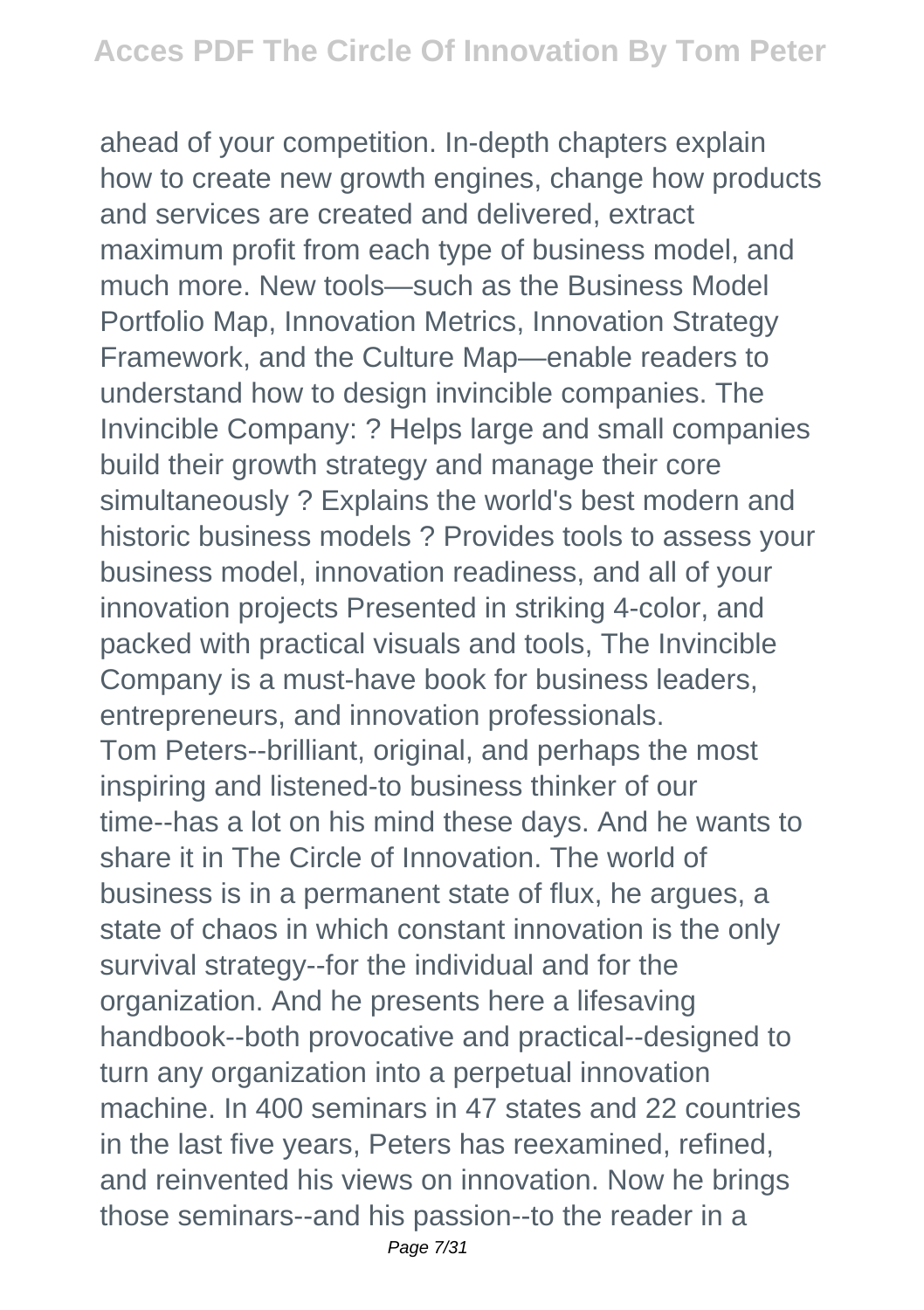ahead of your competition. In-depth chapters explain how to create new growth engines, change how products and services are created and delivered, extract maximum profit from each type of business model, and much more. New tools—such as the Business Model Portfolio Map, Innovation Metrics, Innovation Strategy Framework, and the Culture Map—enable readers to understand how to design invincible companies. The Invincible Company: ? Helps large and small companies build their growth strategy and manage their core simultaneously ? Explains the world's best modern and historic business models ? Provides tools to assess your business model, innovation readiness, and all of your innovation projects Presented in striking 4-color, and packed with practical visuals and tools, The Invincible Company is a must-have book for business leaders, entrepreneurs, and innovation professionals.

Tom Peters--brilliant, original, and perhaps the most inspiring and listened-to business thinker of our time--has a lot on his mind these days. And he wants to share it in The Circle of Innovation. The world of business is in a permanent state of flux, he argues, a state of chaos in which constant innovation is the only survival strategy--for the individual and for the organization. And he presents here a lifesaving handbook--both provocative and practical--designed to turn any organization into a perpetual innovation machine. In 400 seminars in 47 states and 22 countries in the last five years, Peters has reexamined, refined, and reinvented his views on innovation. Now he brings those seminars--and his passion--to the reader in a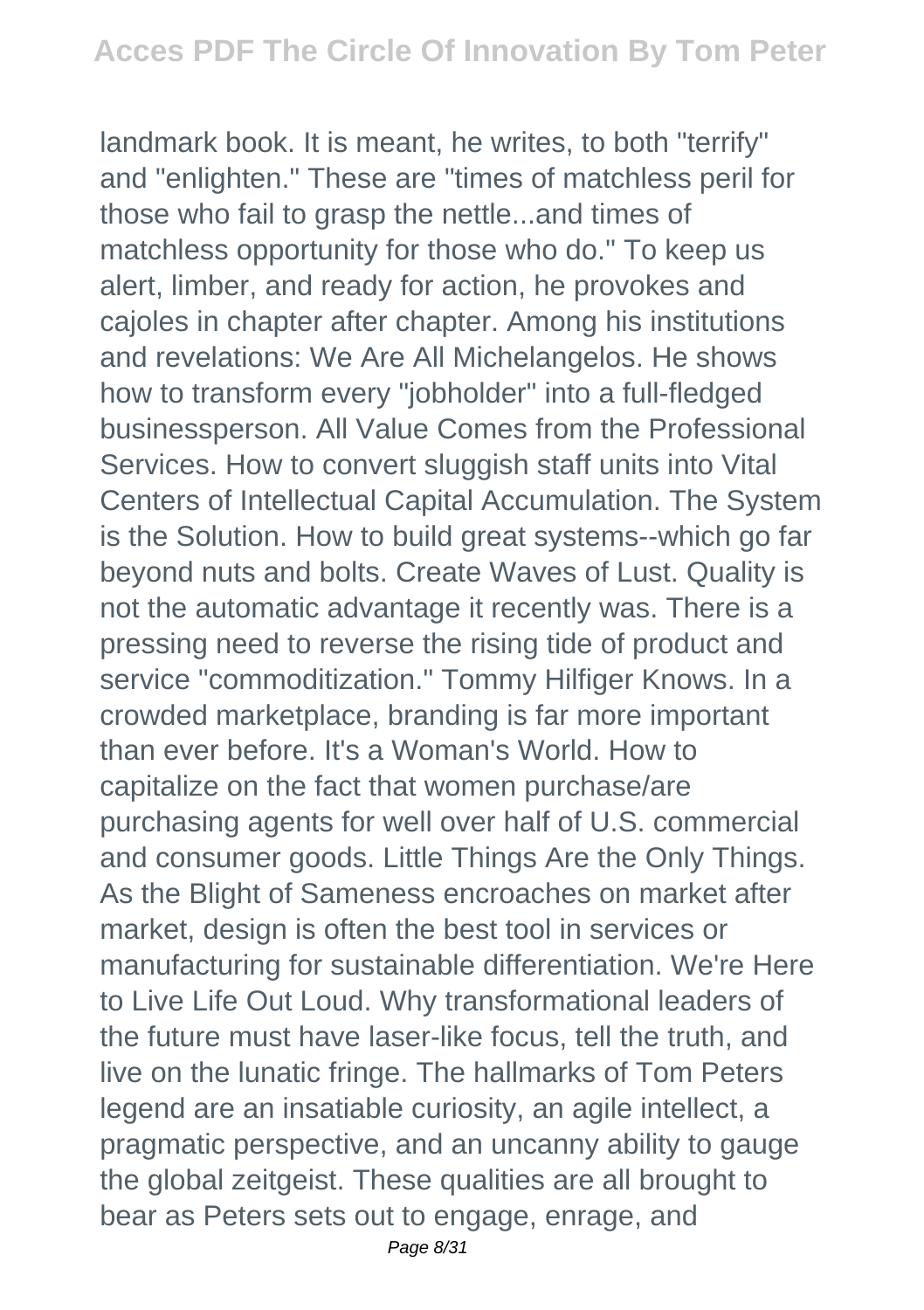landmark book. It is meant, he writes, to both "terrify" and "enlighten." These are "times of matchless peril for those who fail to grasp the nettle...and times of matchless opportunity for those who do." To keep us alert, limber, and ready for action, he provokes and cajoles in chapter after chapter. Among his institutions and revelations: We Are All Michelangelos. He shows how to transform every "jobholder" into a full-fledged businessperson. All Value Comes from the Professional Services. How to convert sluggish staff units into Vital Centers of Intellectual Capital Accumulation. The System is the Solution. How to build great systems--which go far beyond nuts and bolts. Create Waves of Lust. Quality is not the automatic advantage it recently was. There is a pressing need to reverse the rising tide of product and service "commoditization." Tommy Hilfiger Knows. In a crowded marketplace, branding is far more important than ever before. It's a Woman's World. How to capitalize on the fact that women purchase/are purchasing agents for well over half of U.S. commercial and consumer goods. Little Things Are the Only Things. As the Blight of Sameness encroaches on market after market, design is often the best tool in services or manufacturing for sustainable differentiation. We're Here to Live Life Out Loud. Why transformational leaders of the future must have laser-like focus, tell the truth, and live on the lunatic fringe. The hallmarks of Tom Peters legend are an insatiable curiosity, an agile intellect, a pragmatic perspective, and an uncanny ability to gauge the global zeitgeist. These qualities are all brought to bear as Peters sets out to engage, enrage, and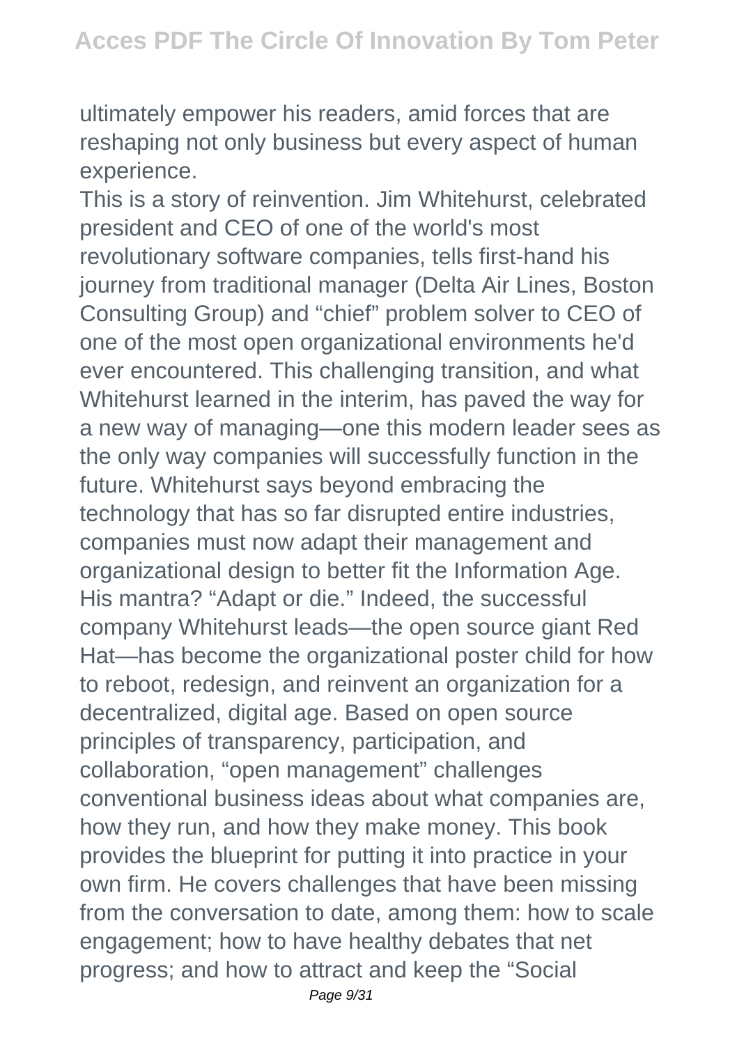ultimately empower his readers, amid forces that are reshaping not only business but every aspect of human experience.

This is a story of reinvention. Jim Whitehurst, celebrated president and CEO of one of the world's most revolutionary software companies, tells first-hand his journey from traditional manager (Delta Air Lines, Boston Consulting Group) and "chief" problem solver to CEO of one of the most open organizational environments he'd ever encountered. This challenging transition, and what Whitehurst learned in the interim, has paved the way for a new way of managing—one this modern leader sees as the only way companies will successfully function in the future. Whitehurst says beyond embracing the technology that has so far disrupted entire industries, companies must now adapt their management and organizational design to better fit the Information Age. His mantra? "Adapt or die." Indeed, the successful company Whitehurst leads—the open source giant Red Hat—has become the organizational poster child for how to reboot, redesign, and reinvent an organization for a decentralized, digital age. Based on open source principles of transparency, participation, and collaboration, "open management" challenges conventional business ideas about what companies are, how they run, and how they make money. This book provides the blueprint for putting it into practice in your own firm. He covers challenges that have been missing from the conversation to date, among them: how to scale engagement; how to have healthy debates that net progress; and how to attract and keep the "Social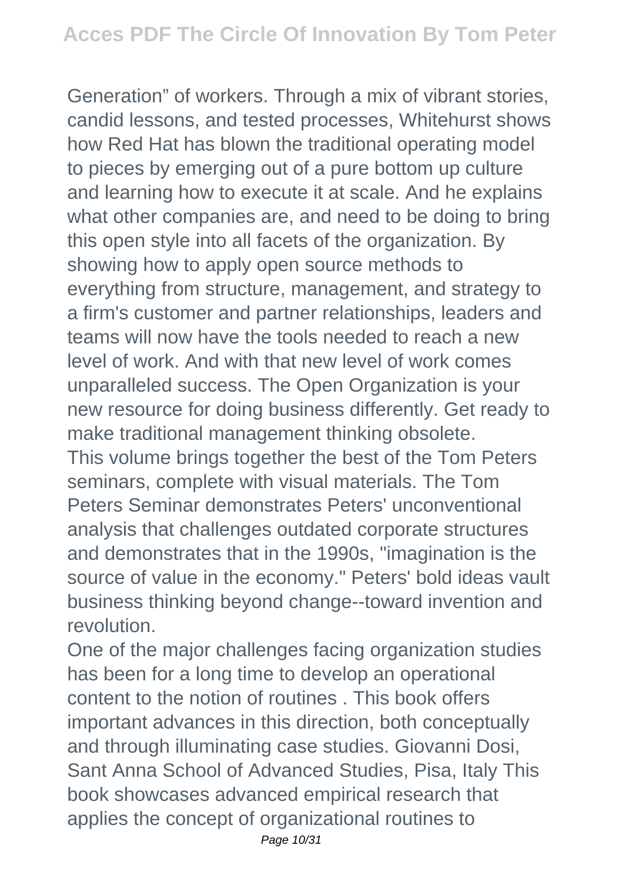Generation" of workers. Through a mix of vibrant stories, candid lessons, and tested processes, Whitehurst shows how Red Hat has blown the traditional operating model to pieces by emerging out of a pure bottom up culture and learning how to execute it at scale. And he explains what other companies are, and need to be doing to bring this open style into all facets of the organization. By showing how to apply open source methods to everything from structure, management, and strategy to a firm's customer and partner relationships, leaders and teams will now have the tools needed to reach a new level of work. And with that new level of work comes unparalleled success. The Open Organization is your new resource for doing business differently. Get ready to make traditional management thinking obsolete.

This volume brings together the best of the Tom Peters seminars, complete with visual materials. The Tom Peters Seminar demonstrates Peters' unconventional analysis that challenges outdated corporate structures and demonstrates that in the 1990s, "imagination is the source of value in the economy." Peters' bold ideas vault business thinking beyond change--toward invention and revolution.

One of the major challenges facing organization studies has been for a long time to develop an operational content to the notion of routines . This book offers important advances in this direction, both conceptually and through illuminating case studies. Giovanni Dosi, Sant Anna School of Advanced Studies, Pisa, Italy This book showcases advanced empirical research that applies the concept of organizational routines to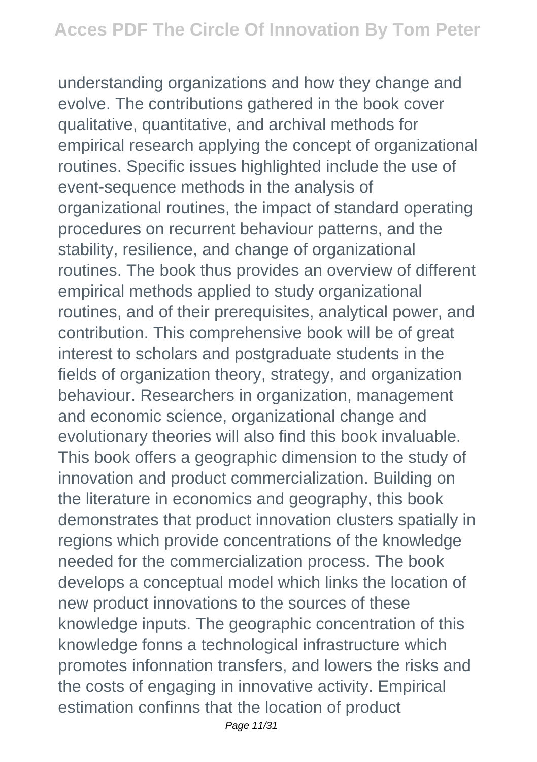understanding organizations and how they change and evolve. The contributions gathered in the book cover qualitative, quantitative, and archival methods for empirical research applying the concept of organizational routines. Specific issues highlighted include the use of event-sequence methods in the analysis of organizational routines, the impact of standard operating procedures on recurrent behaviour patterns, and the stability, resilience, and change of organizational routines. The book thus provides an overview of different empirical methods applied to study organizational routines, and of their prerequisites, analytical power, and contribution. This comprehensive book will be of great interest to scholars and postgraduate students in the fields of organization theory, strategy, and organization behaviour. Researchers in organization, management and economic science, organizational change and evolutionary theories will also find this book invaluable. This book offers a geographic dimension to the study of innovation and product commercialization. Building on the literature in economics and geography, this book demonstrates that product innovation clusters spatially in regions which provide concentrations of the knowledge needed for the commercialization process. The book develops a conceptual model which links the location of new product innovations to the sources of these knowledge inputs. The geographic concentration of this knowledge fonns a technological infrastructure which promotes infonnation transfers, and lowers the risks and the costs of engaging in innovative activity. Empirical estimation confinns that the location of product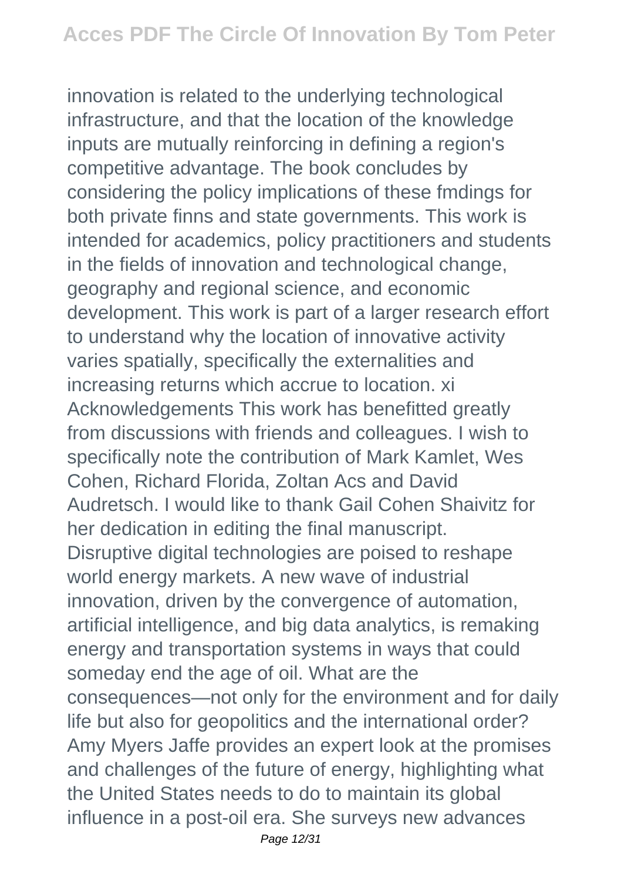innovation is related to the underlying technological infrastructure, and that the location of the knowledge inputs are mutually reinforcing in defining a region's competitive advantage. The book concludes by considering the policy implications of these fmdings for both private finns and state governments. This work is intended for academics, policy practitioners and students in the fields of innovation and technological change, geography and regional science, and economic development. This work is part of a larger research effort to understand why the location of innovative activity varies spatially, specifically the externalities and increasing returns which accrue to location. xi Acknowledgements This work has benefitted greatly from discussions with friends and colleagues. I wish to specifically note the contribution of Mark Kamlet, Wes Cohen, Richard Florida, Zoltan Acs and David Audretsch. I would like to thank Gail Cohen Shaivitz for her dedication in editing the final manuscript.

Disruptive digital technologies are poised to reshape world energy markets. A new wave of industrial innovation, driven by the convergence of automation, artificial intelligence, and big data analytics, is remaking energy and transportation systems in ways that could someday end the age of oil. What are the consequences—not only for the environment and for daily life but also for geopolitics and the international order? Amy Myers Jaffe provides an expert look at the promises and challenges of the future of energy, highlighting what the United States needs to do to maintain its global influence in a post-oil era. She surveys new advances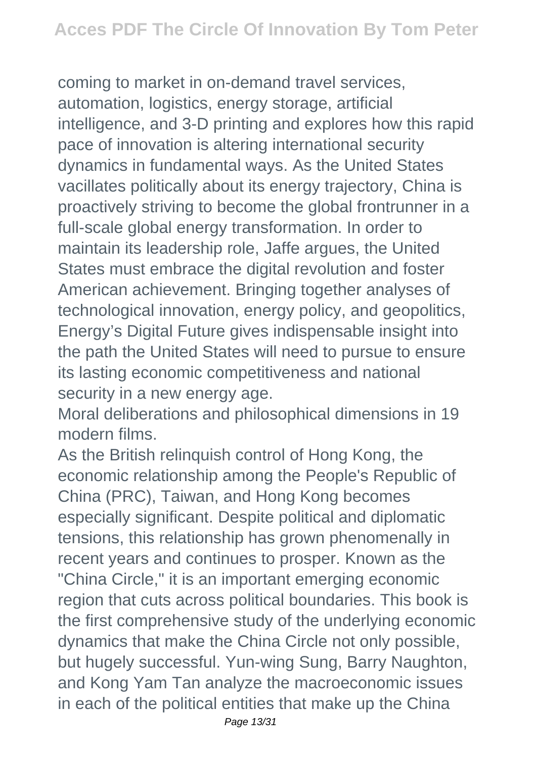coming to market in on-demand travel services, automation, logistics, energy storage, artificial intelligence, and 3-D printing and explores how this rapid pace of innovation is altering international security dynamics in fundamental ways. As the United States vacillates politically about its energy trajectory, China is proactively striving to become the global frontrunner in a full-scale global energy transformation. In order to maintain its leadership role, Jaffe argues, the United States must embrace the digital revolution and foster American achievement. Bringing together analyses of technological innovation, energy policy, and geopolitics, Energy's Digital Future gives indispensable insight into the path the United States will need to pursue to ensure its lasting economic competitiveness and national security in a new energy age.

Moral deliberations and philosophical dimensions in 19 modern films.

As the British relinquish control of Hong Kong, the economic relationship among the People's Republic of China (PRC), Taiwan, and Hong Kong becomes especially significant. Despite political and diplomatic tensions, this relationship has grown phenomenally in recent years and continues to prosper. Known as the "China Circle," it is an important emerging economic region that cuts across political boundaries. This book is the first comprehensive study of the underlying economic dynamics that make the China Circle not only possible, but hugely successful. Yun-wing Sung, Barry Naughton, and Kong Yam Tan analyze the macroeconomic issues in each of the political entities that make up the China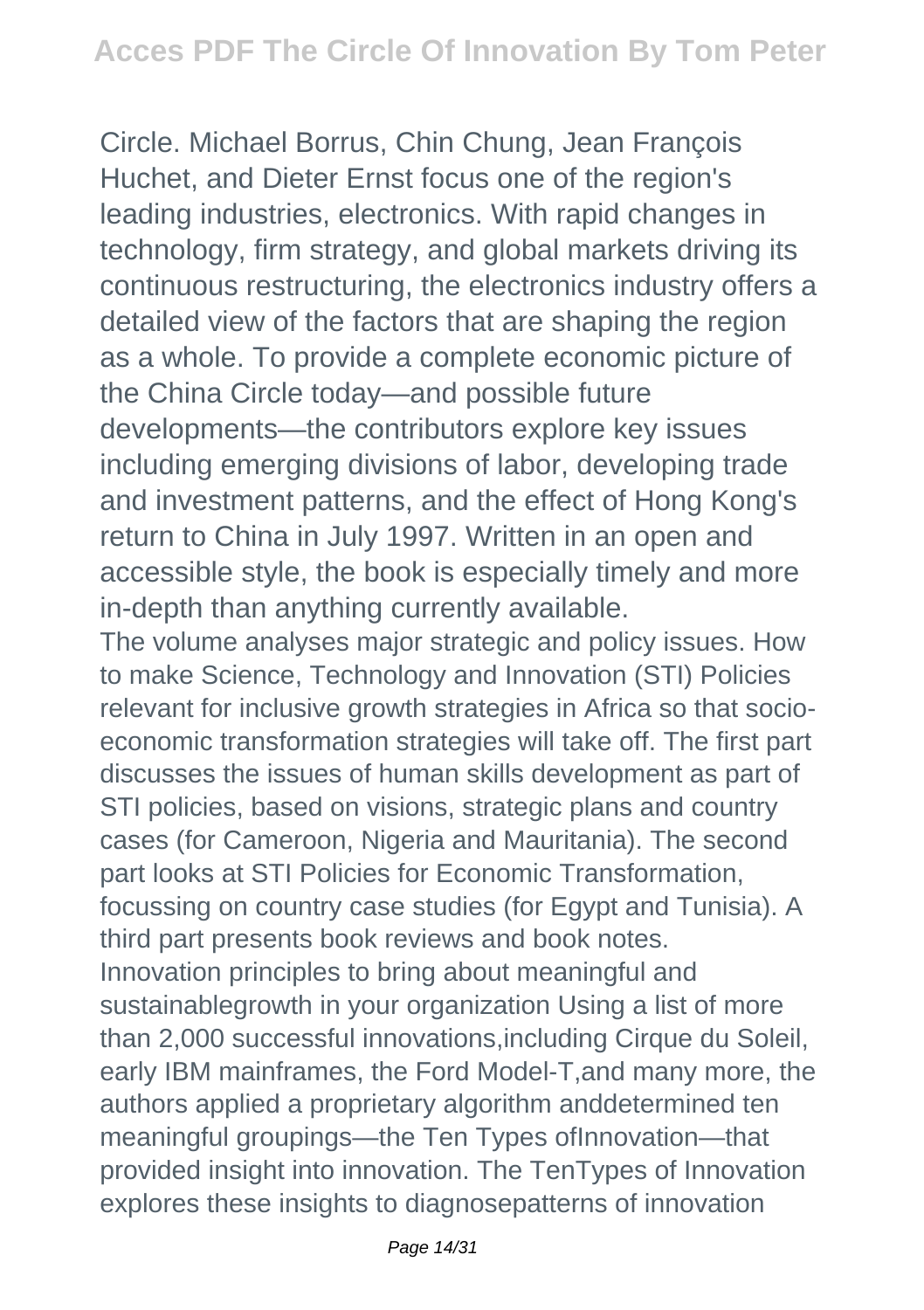Circle. Michael Borrus, Chin Chung, Jean François Huchet, and Dieter Ernst focus one of the region's leading industries, electronics. With rapid changes in technology, firm strategy, and global markets driving its continuous restructuring, the electronics industry offers a detailed view of the factors that are shaping the region as a whole. To provide a complete economic picture of the China Circle today—and possible future developments—the contributors explore key issues including emerging divisions of labor, developing trade and investment patterns, and the effect of Hong Kong's return to China in July 1997. Written in an open and accessible style, the book is especially timely and more in-depth than anything currently available.

The volume analyses major strategic and policy issues. How to make Science, Technology and Innovation (STI) Policies relevant for inclusive growth strategies in Africa so that socio-economic transformation strategies will take off. The first part discusses the issues of human skills development as part of STI policies, based on visions, strategic plans and country cases (for Cameroon, Nigeria and Mauritania). The second part looks at STI Policies for Economic Transformation, focussing on country case studies (for Egypt and Tunisia). A third part presents book reviews and book notes.

Innovation principles to bring about meaningful and sustainablegrowth in your organization Using a list of more than 2,000 successful innovations,including Cirque du Soleil, early IBM mainframes, the Ford Model-T,and many more, the authors applied a proprietary algorithm anddetermined ten meaningful groupings—the Ten Types ofInnovation—that provided insight into innovation. The TenTypes of Innovation explores these insights to diagnosepatterns of innovation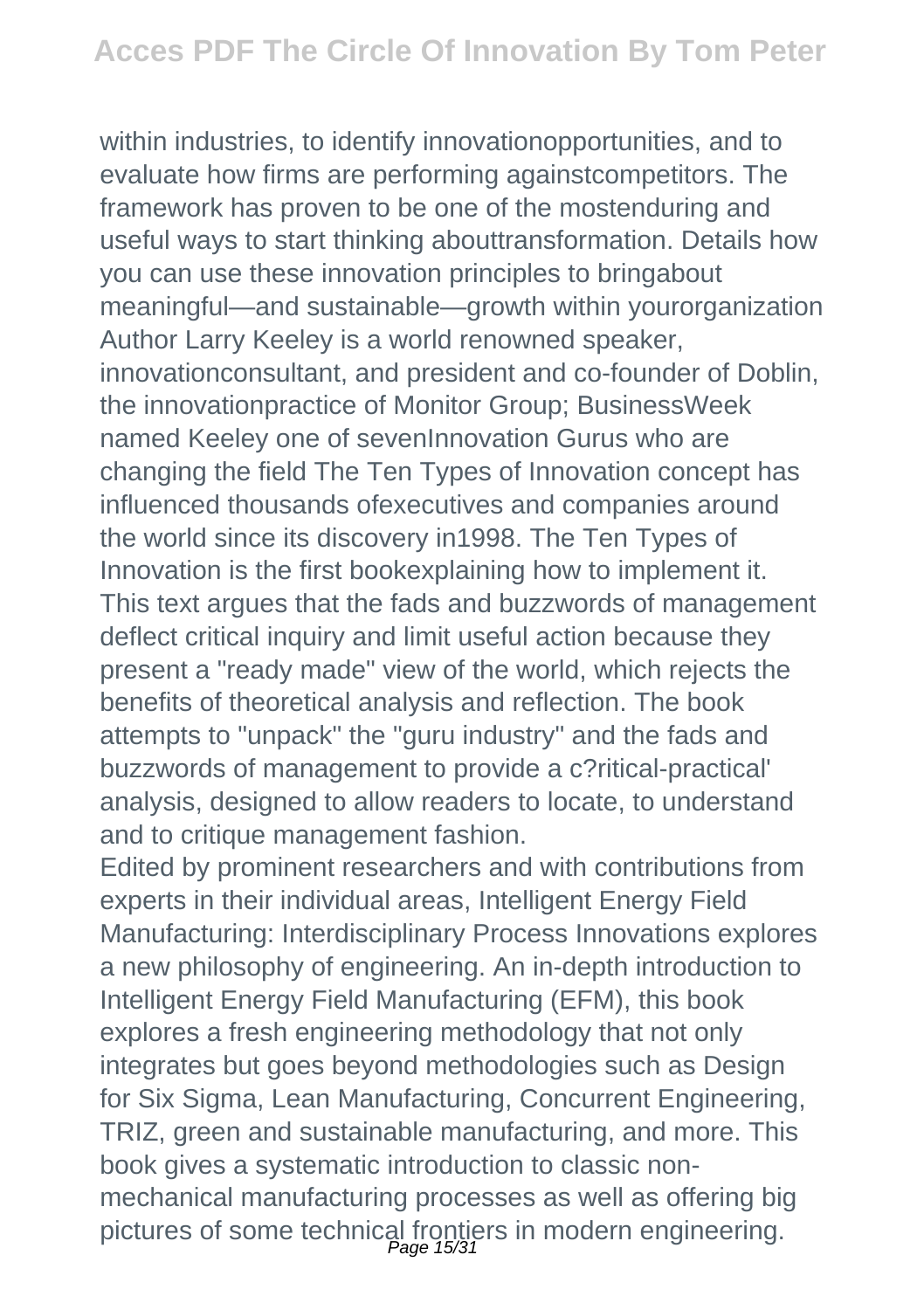within industries, to identify innovationopportunities, and to evaluate how firms are performing againstcompetitors. The framework has proven to be one of the mostenduring and useful ways to start thinking abouttransformation. Details how you can use these innovation principles to bringabout meaningful—and sustainable—growth within yourorganization Author Larry Keeley is a world renowned speaker, innovationconsultant, and president and co-founder of Doblin, the innovationpractice of Monitor Group; BusinessWeek named Keeley one of sevenInnovation Gurus who are changing the field The Ten Types of Innovation concept has influenced thousands ofexecutives and companies around the world since its discovery in1998. The Ten Types of Innovation is the first bookexplaining how to implement it. This text argues that the fads and buzzwords of management deflect critical inquiry and limit useful action because they present a "ready made" view of the world, which rejects the benefits of theoretical analysis and reflection. The book attempts to "unpack" the "guru industry" and the fads and buzzwords of management to provide a c?ritical-practical' analysis, designed to allow readers to locate, to understand and to critique management fashion.

Edited by prominent researchers and with contributions from experts in their individual areas, Intelligent Energy Field Manufacturing: Interdisciplinary Process Innovations explores a new philosophy of engineering. An in-depth introduction to Intelligent Energy Field Manufacturing (EFM), this book explores a fresh engineering methodology that not only integrates but goes beyond methodologies such as Design for Six Sigma, Lean Manufacturing, Concurrent Engineering, TRIZ, green and sustainable manufacturing, and more. This book gives a systematic introduction to classic non-mechanical manufacturing processes as well as offering big pictures of some technical frontiers in modern engineering.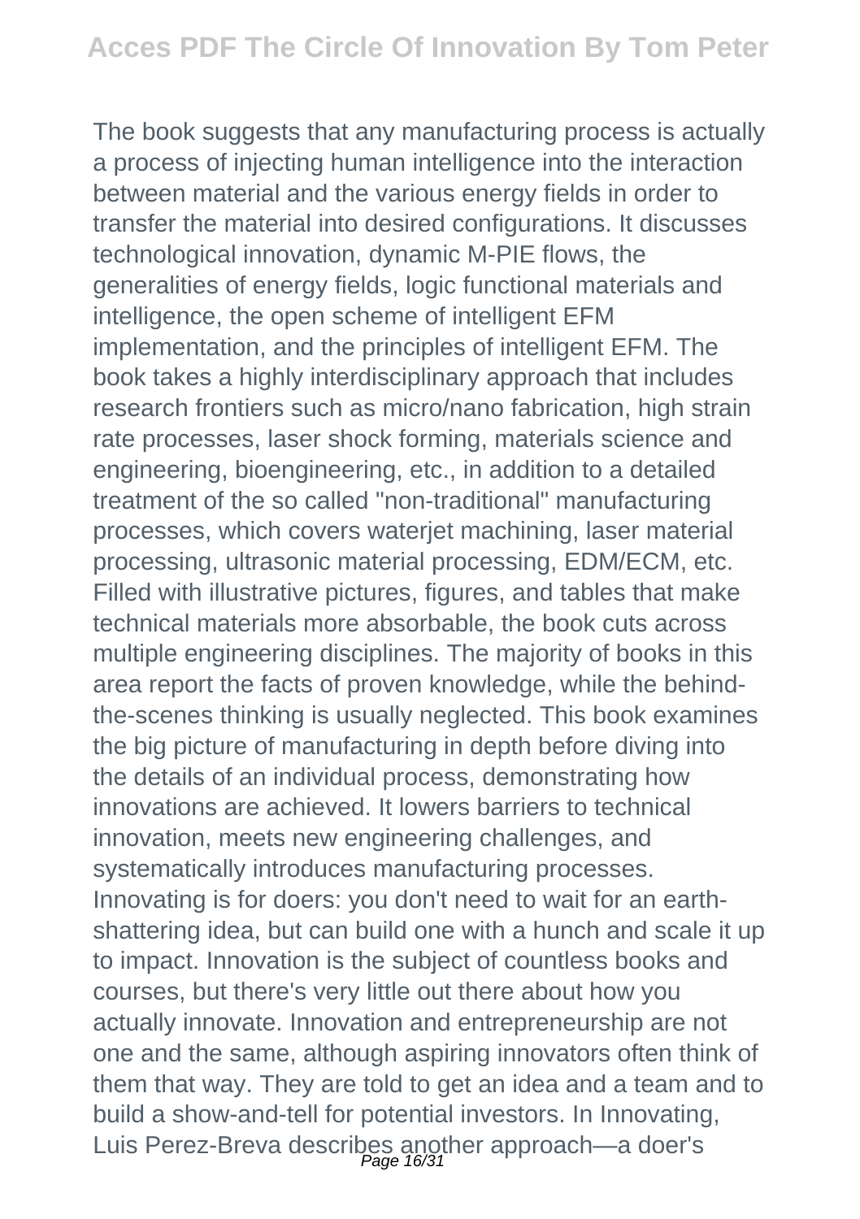The book suggests that any manufacturing process is actually a process of injecting human intelligence into the interaction between material and the various energy fields in order to transfer the material into desired configurations. It discusses technological innovation, dynamic M-PIE flows, the generalities of energy fields, logic functional materials and intelligence, the open scheme of intelligent EFM implementation, and the principles of intelligent EFM. The book takes a highly interdisciplinary approach that includes research frontiers such as micro/nano fabrication, high strain rate processes, laser shock forming, materials science and engineering, bioengineering, etc., in addition to a detailed treatment of the so called "non-traditional" manufacturing processes, which covers waterjet machining, laser material processing, ultrasonic material processing, EDM/ECM, etc. Filled with illustrative pictures, figures, and tables that make technical materials more absorbable, the book cuts across multiple engineering disciplines. The majority of books in this area report the facts of proven knowledge, while the behind-the-scenes thinking is usually neglected. This book examines the big picture of manufacturing in depth before diving into the details of an individual process, demonstrating how innovations are achieved. It lowers barriers to technical innovation, meets new engineering challenges, and systematically introduces manufacturing processes.

Innovating is for doers: you don't need to wait for an earth-shattering idea, but can build one with a hunch and scale it up to impact. Innovation is the subject of countless books and courses, but there's very little out there about how you actually innovate. Innovation and entrepreneurship are not one and the same, although aspiring innovators often think of them that way. They are told to get an idea and a team and to build a show-and-tell for potential investors. In Innovating, Luis Perez-Breva describes another approach—a doer's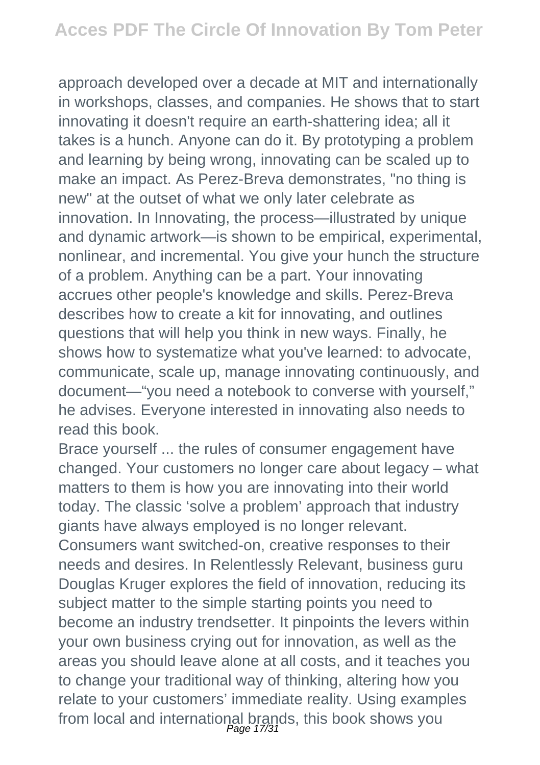approach developed over a decade at MIT and internationally in workshops, classes, and companies. He shows that to start innovating it doesn't require an earth-shattering idea; all it takes is a hunch. Anyone can do it. By prototyping a problem and learning by being wrong, innovating can be scaled up to make an impact. As Perez-Breva demonstrates, "no thing is new" at the outset of what we only later celebrate as innovation. In Innovating, the process—illustrated by unique and dynamic artwork—is shown to be empirical, experimental, nonlinear, and incremental. You give your hunch the structure of a problem. Anything can be a part. Your innovating accrues other people's knowledge and skills. Perez-Breva describes how to create a kit for innovating, and outlines questions that will help you think in new ways. Finally, he shows how to systematize what you've learned: to advocate, communicate, scale up, manage innovating continuously, and document—"you need a notebook to converse with yourself," he advises. Everyone interested in innovating also needs to read this book.

Brace yourself ... the rules of consumer engagement have changed. Your customers no longer care about legacy – what matters to them is how you are innovating into their world today. The classic 'solve a problem' approach that industry giants have always employed is no longer relevant. Consumers want switched-on, creative responses to their needs and desires. In Relentlessly Relevant, business guru Douglas Kruger explores the field of innovation, reducing its subject matter to the simple starting points you need to become an industry trendsetter. It pinpoints the levers within your own business crying out for innovation, as well as the areas you should leave alone at all costs, and it teaches you to change your traditional way of thinking, altering how you relate to your customers' immediate reality. Using examples from local and international brands, this book shows you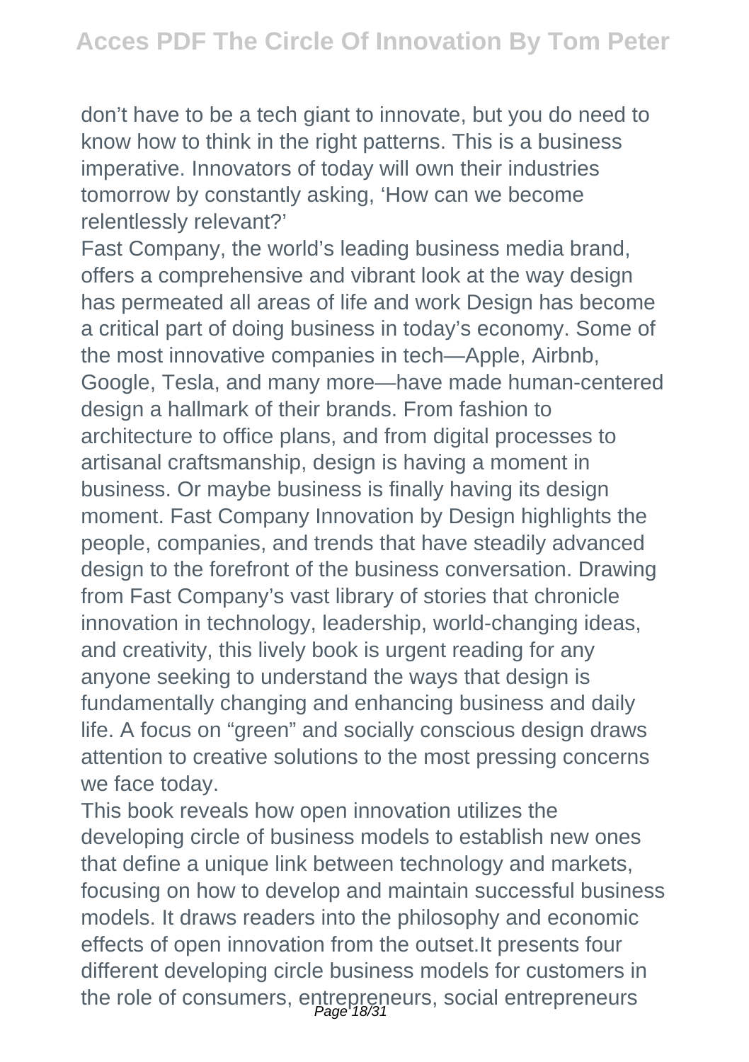don't have to be a tech giant to innovate, but you do need to know how to think in the right patterns. This is a business imperative. Innovators of today will own their industries tomorrow by constantly asking, 'How can we become relentlessly relevant?'

Fast Company, the world's leading business media brand, offers a comprehensive and vibrant look at the way design has permeated all areas of life and work Design has become a critical part of doing business in today's economy. Some of the most innovative companies in tech—Apple, Airbnb, Google, Tesla, and many more—have made human-centered design a hallmark of their brands. From fashion to architecture to office plans, and from digital processes to artisanal craftsmanship, design is having a moment in business. Or maybe business is finally having its design moment. Fast Company Innovation by Design highlights the people, companies, and trends that have steadily advanced design to the forefront of the business conversation. Drawing from Fast Company's vast library of stories that chronicle innovation in technology, leadership, world-changing ideas, and creativity, this lively book is urgent reading for any anyone seeking to understand the ways that design is fundamentally changing and enhancing business and daily life. A focus on "green" and socially conscious design draws attention to creative solutions to the most pressing concerns we face today.

This book reveals how open innovation utilizes the developing circle of business models to establish new ones that define a unique link between technology and markets, focusing on how to develop and maintain successful business models. It draws readers into the philosophy and economic effects of open innovation from the outset.It presents four different developing circle business models for customers in the role of consumers, entrepreneurs, social entrepreneurs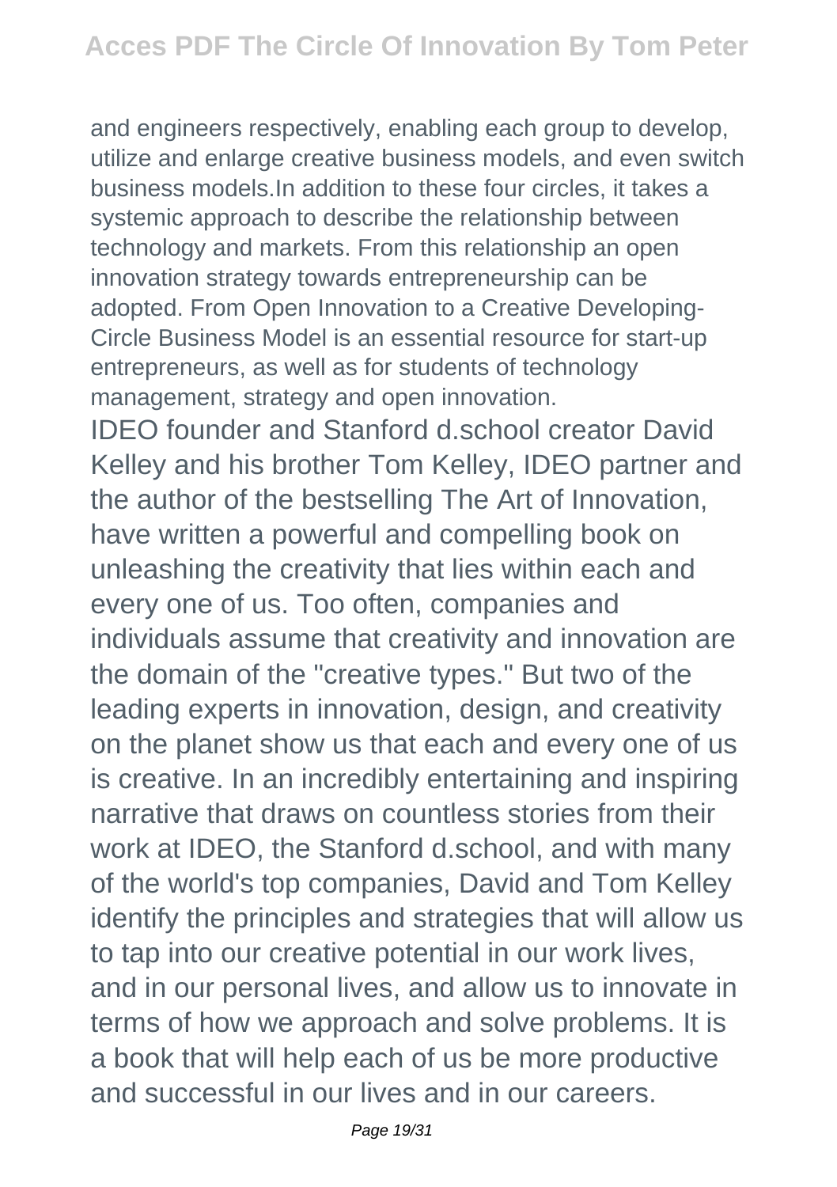and engineers respectively, enabling each group to develop, utilize and enlarge creative business models, and even switch business models.In addition to these four circles, it takes a systemic approach to describe the relationship between technology and markets. From this relationship an open innovation strategy towards entrepreneurship can be adopted. From Open Innovation to a Creative Developing-Circle Business Model is an essential resource for start-up entrepreneurs, as well as for students of technology management, strategy and open innovation.

IDEO founder and Stanford d.school creator David Kelley and his brother Tom Kelley, IDEO partner and the author of the bestselling The Art of Innovation, have written a powerful and compelling book on unleashing the creativity that lies within each and every one of us. Too often, companies and individuals assume that creativity and innovation are the domain of the "creative types." But two of the leading experts in innovation, design, and creativity on the planet show us that each and every one of us is creative. In an incredibly entertaining and inspiring narrative that draws on countless stories from their work at IDEO, the Stanford d.school, and with many of the world's top companies, David and Tom Kelley identify the principles and strategies that will allow us to tap into our creative potential in our work lives, and in our personal lives, and allow us to innovate in terms of how we approach and solve problems. It is a book that will help each of us be more productive and successful in our lives and in our careers.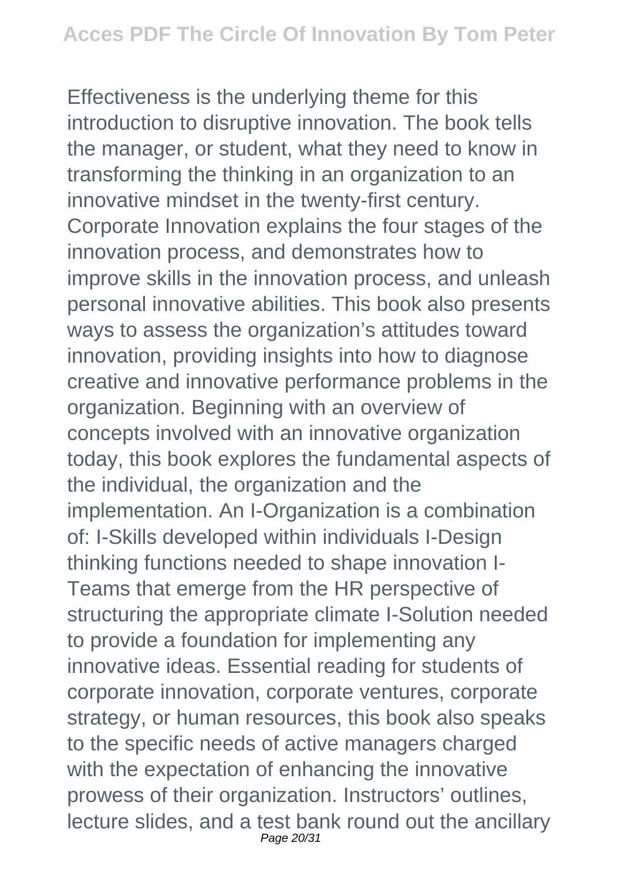Effectiveness is the underlying theme for this introduction to disruptive innovation. The book tells the manager, or student, what they need to know in transforming the thinking in an organization to an innovative mindset in the twenty-first century. Corporate Innovation explains the four stages of the innovation process, and demonstrates how to improve skills in the innovation process, and unleash personal innovative abilities. This book also presents ways to assess the organization's attitudes toward innovation, providing insights into how to diagnose creative and innovative performance problems in the organization. Beginning with an overview of concepts involved with an innovative organization today, this book explores the fundamental aspects of the individual, the organization and the implementation. An I-Organization is a combination of: I-Skills developed within individuals I-Design thinking functions needed to shape innovation I-Teams that emerge from the HR perspective of structuring the appropriate climate I-Solution needed to provide a foundation for implementing any innovative ideas. Essential reading for students of corporate innovation, corporate ventures, corporate strategy, or human resources, this book also speaks to the specific needs of active managers charged with the expectation of enhancing the innovative prowess of their organization. Instructors' outlines, lecture slides, and a test bank round out the ancillary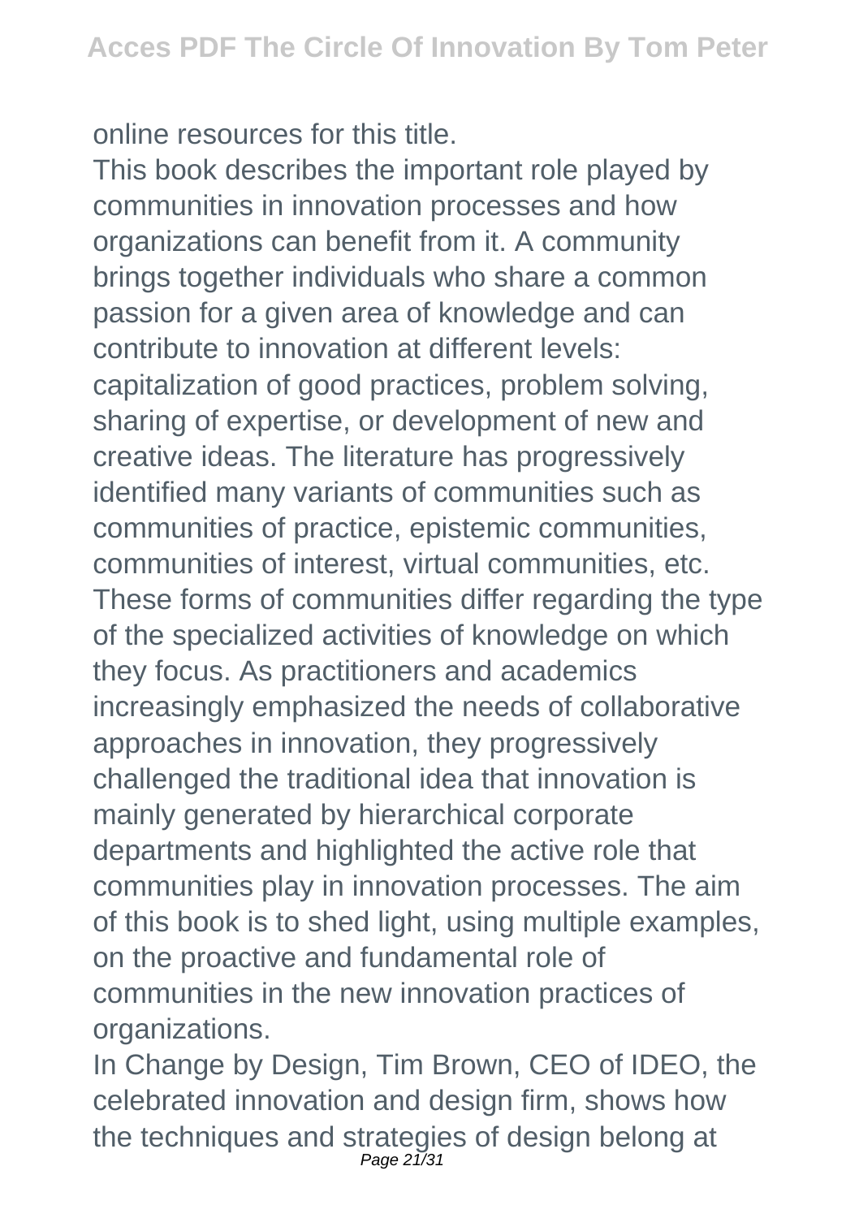online resources for this title.

This book describes the important role played by communities in innovation processes and how organizations can benefit from it. A community brings together individuals who share a common passion for a given area of knowledge and can contribute to innovation at different levels: capitalization of good practices, problem solving, sharing of expertise, or development of new and creative ideas. The literature has progressively identified many variants of communities such as communities of practice, epistemic communities, communities of interest, virtual communities, etc. These forms of communities differ regarding the type of the specialized activities of knowledge on which they focus. As practitioners and academics increasingly emphasized the needs of collaborative approaches in innovation, they progressively challenged the traditional idea that innovation is mainly generated by hierarchical corporate departments and highlighted the active role that communities play in innovation processes. The aim of this book is to shed light, using multiple examples, on the proactive and fundamental role of communities in the new innovation practices of organizations.

In Change by Design, Tim Brown, CEO of IDEO, the celebrated innovation and design firm, shows how the techniques and strategies of design belong at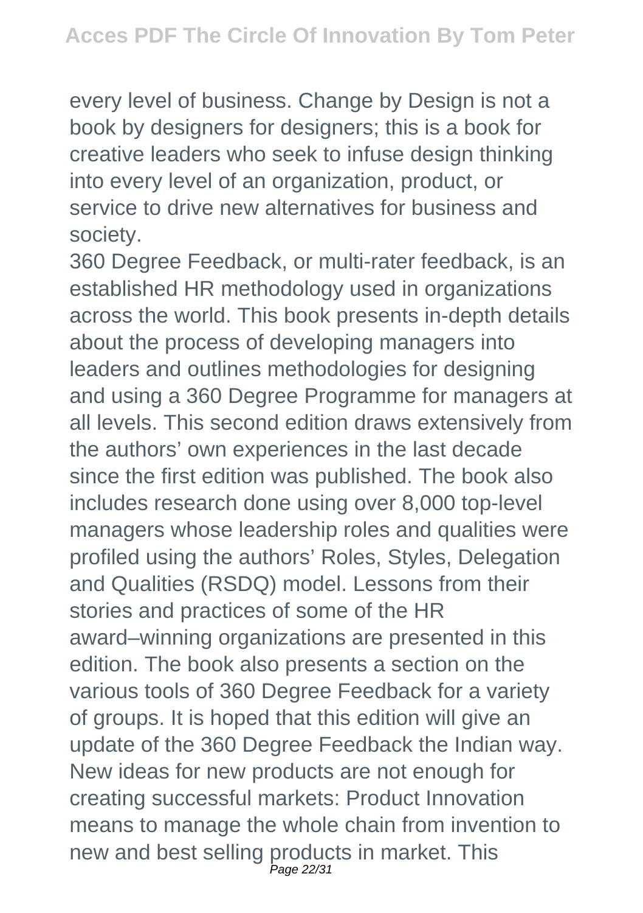every level of business. Change by Design is not a book by designers for designers; this is a book for creative leaders who seek to infuse design thinking into every level of an organization, product, or service to drive new alternatives for business and society.

360 Degree Feedback, or multi-rater feedback, is an established HR methodology used in organizations across the world. This book presents in-depth details about the process of developing managers into leaders and outlines methodologies for designing and using a 360 Degree Programme for managers at all levels. This second edition draws extensively from the authors' own experiences in the last decade since the first edition was published. The book also includes research done using over 8,000 top-level managers whose leadership roles and qualities were profiled using the authors' Roles, Styles, Delegation and Qualities (RSDQ) model. Lessons from their stories and practices of some of the HR award–winning organizations are presented in this edition. The book also presents a section on the various tools of 360 Degree Feedback for a variety of groups. It is hoped that this edition will give an update of the 360 Degree Feedback the Indian way.

New ideas for new products are not enough for creating successful markets: Product Innovation means to manage the whole chain from invention to new and best selling products in market. This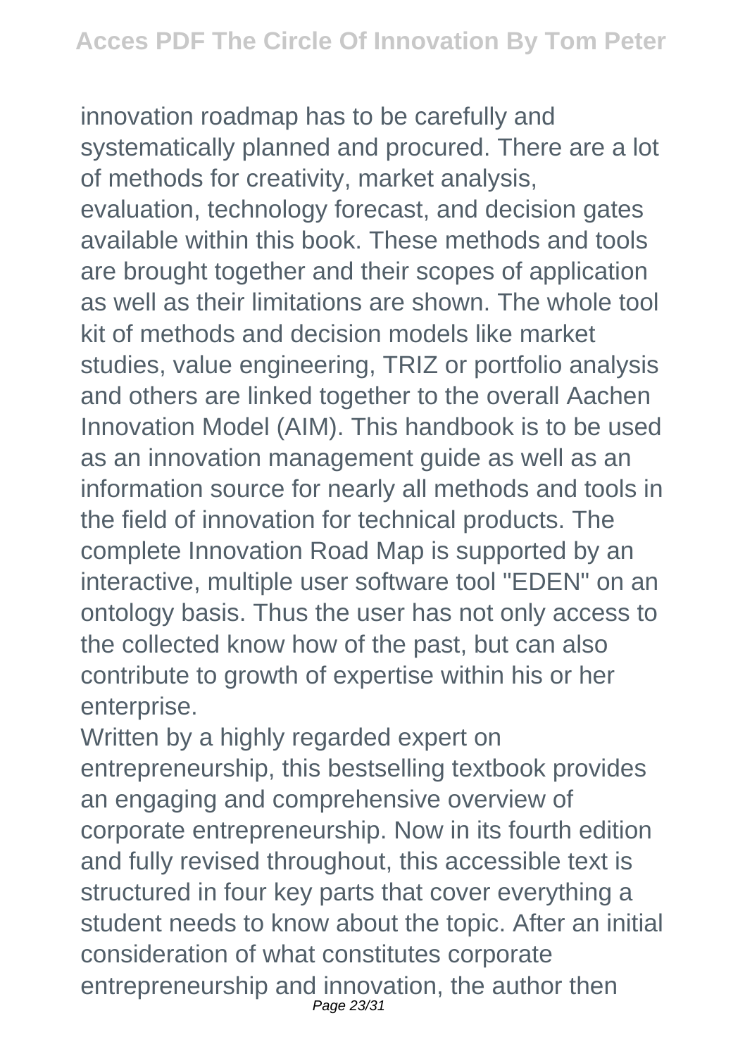innovation roadmap has to be carefully and systematically planned and procured. There are a lot of methods for creativity, market analysis, evaluation, technology forecast, and decision gates available within this book. These methods and tools are brought together and their scopes of application as well as their limitations are shown. The whole tool kit of methods and decision models like market studies, value engineering, TRIZ or portfolio analysis and others are linked together to the overall Aachen Innovation Model (AIM). This handbook is to be used as an innovation management guide as well as an information source for nearly all methods and tools in the field of innovation for technical products. The complete Innovation Road Map is supported by an interactive, multiple user software tool "EDEN" on an ontology basis. Thus the user has not only access to the collected know how of the past, but can also contribute to growth of expertise within his or her enterprise.

Written by a highly regarded expert on entrepreneurship, this bestselling textbook provides an engaging and comprehensive overview of corporate entrepreneurship. Now in its fourth edition and fully revised throughout, this accessible text is structured in four key parts that cover everything a student needs to know about the topic. After an initial consideration of what constitutes corporate entrepreneurship and innovation, the author then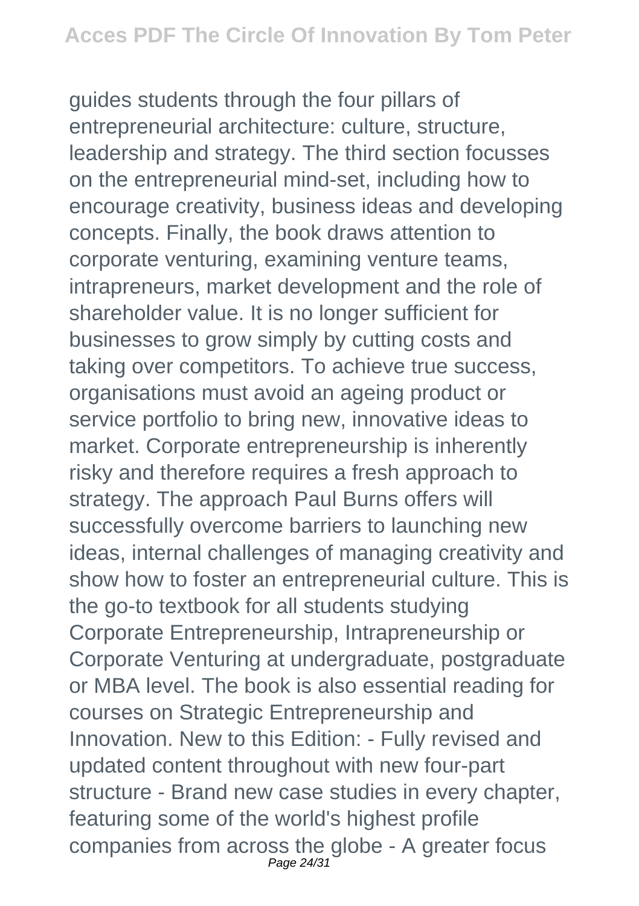guides students through the four pillars of entrepreneurial architecture: culture, structure, leadership and strategy. The third section focusses on the entrepreneurial mind-set, including how to encourage creativity, business ideas and developing concepts. Finally, the book draws attention to corporate venturing, examining venture teams, intrapreneurs, market development and the role of shareholder value. It is no longer sufficient for businesses to grow simply by cutting costs and taking over competitors. To achieve true success, organisations must avoid an ageing product or service portfolio to bring new, innovative ideas to market. Corporate entrepreneurship is inherently risky and therefore requires a fresh approach to strategy. The approach Paul Burns offers will successfully overcome barriers to launching new ideas, internal challenges of managing creativity and show how to foster an entrepreneurial culture. This is the go-to textbook for all students studying Corporate Entrepreneurship, Intrapreneurship or Corporate Venturing at undergraduate, postgraduate or MBA level. The book is also essential reading for courses on Strategic Entrepreneurship and Innovation. New to this Edition: - Fully revised and updated content throughout with new four-part structure - Brand new case studies in every chapter, featuring some of the world's highest profile companies from across the globe - A greater focus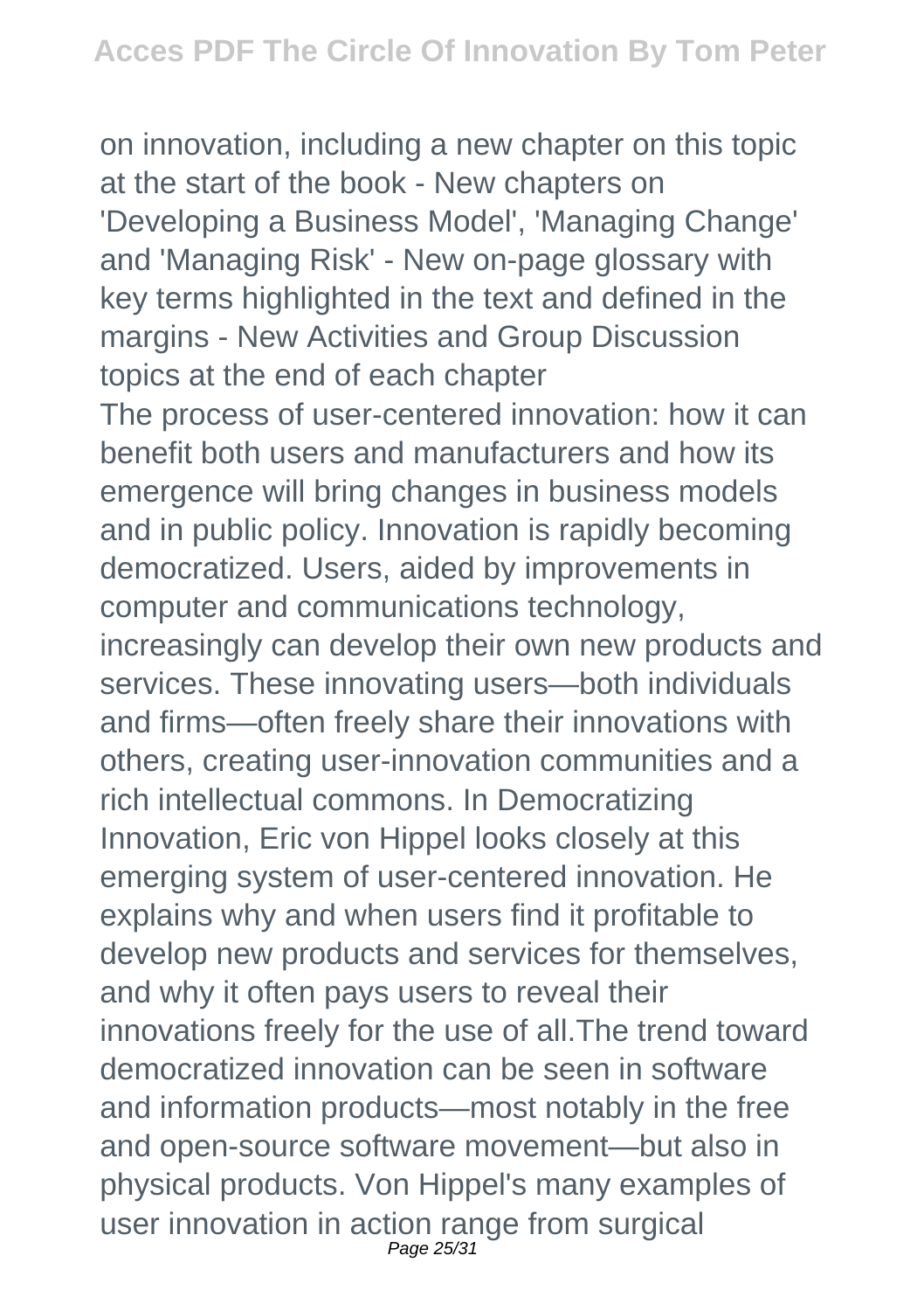on innovation, including a new chapter on this topic at the start of the book - New chapters on 'Developing a Business Model', 'Managing Change' and 'Managing Risk' - New on-page glossary with key terms highlighted in the text and defined in the margins - New Activities and Group Discussion topics at the end of each chapter

The process of user-centered innovation: how it can benefit both users and manufacturers and how its emergence will bring changes in business models and in public policy. Innovation is rapidly becoming democratized. Users, aided by improvements in computer and communications technology, increasingly can develop their own new products and services. These innovating users—both individuals and firms—often freely share their innovations with others, creating user-innovation communities and a rich intellectual commons. In Democratizing Innovation, Eric von Hippel looks closely at this emerging system of user-centered innovation. He explains why and when users find it profitable to develop new products and services for themselves, and why it often pays users to reveal their innovations freely for the use of all.The trend toward democratized innovation can be seen in software and information products—most notably in the free and open-source software movement—but also in physical products. Von Hippel's many examples of user innovation in action range from surgical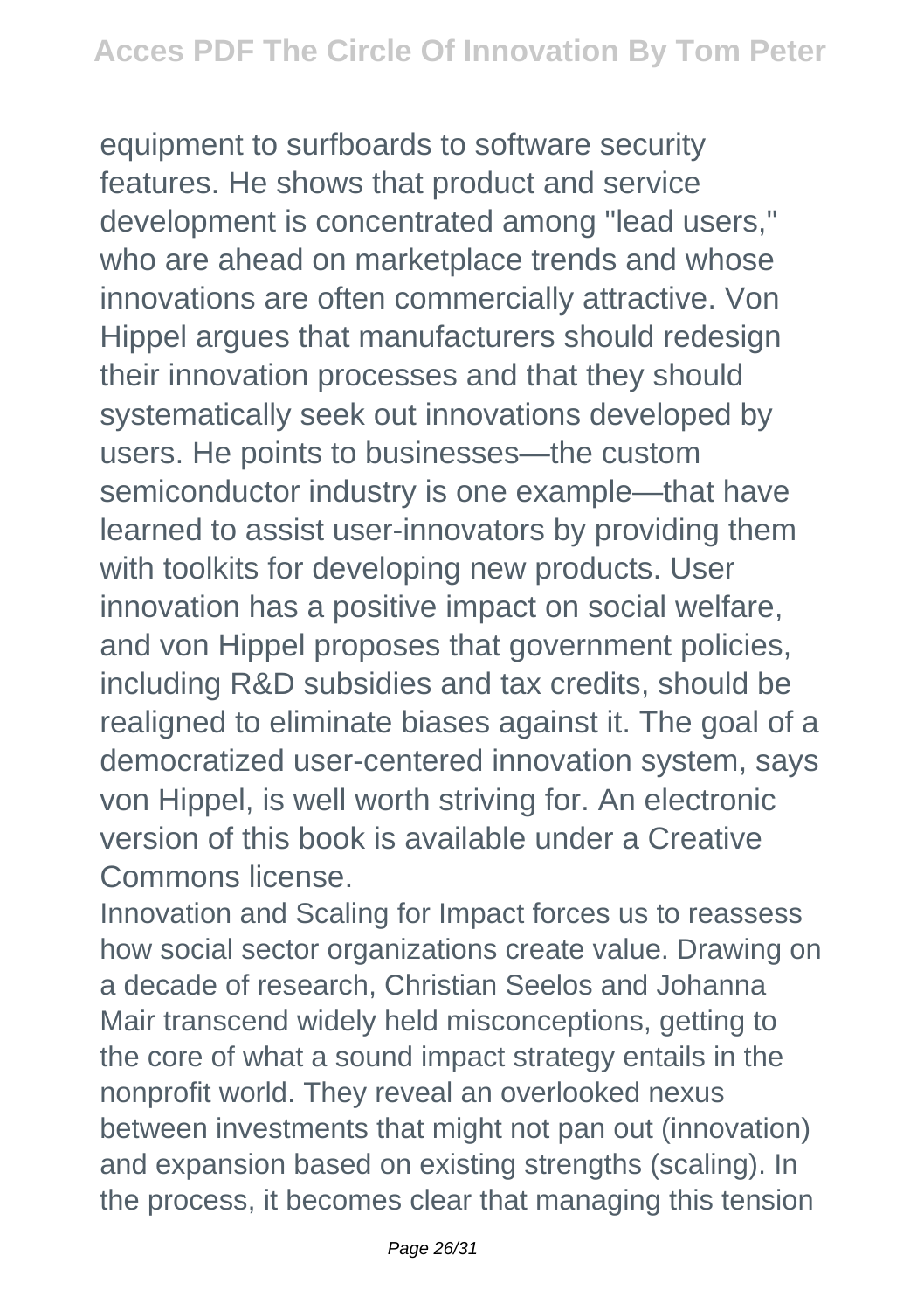equipment to surfboards to software security features. He shows that product and service development is concentrated among "lead users," who are ahead on marketplace trends and whose innovations are often commercially attractive. Von Hippel argues that manufacturers should redesign their innovation processes and that they should systematically seek out innovations developed by users. He points to businesses—the custom semiconductor industry is one example—that have learned to assist user-innovators by providing them with toolkits for developing new products. User innovation has a positive impact on social welfare, and von Hippel proposes that government policies, including R&D subsidies and tax credits, should be realigned to eliminate biases against it. The goal of a democratized user-centered innovation system, says von Hippel, is well worth striving for. An electronic version of this book is available under a Creative Commons license.

Innovation and Scaling for Impact forces us to reassess how social sector organizations create value. Drawing on a decade of research, Christian Seelos and Johanna Mair transcend widely held misconceptions, getting to the core of what a sound impact strategy entails in the nonprofit world. They reveal an overlooked nexus between investments that might not pan out (innovation) and expansion based on existing strengths (scaling). In the process, it becomes clear that managing this tension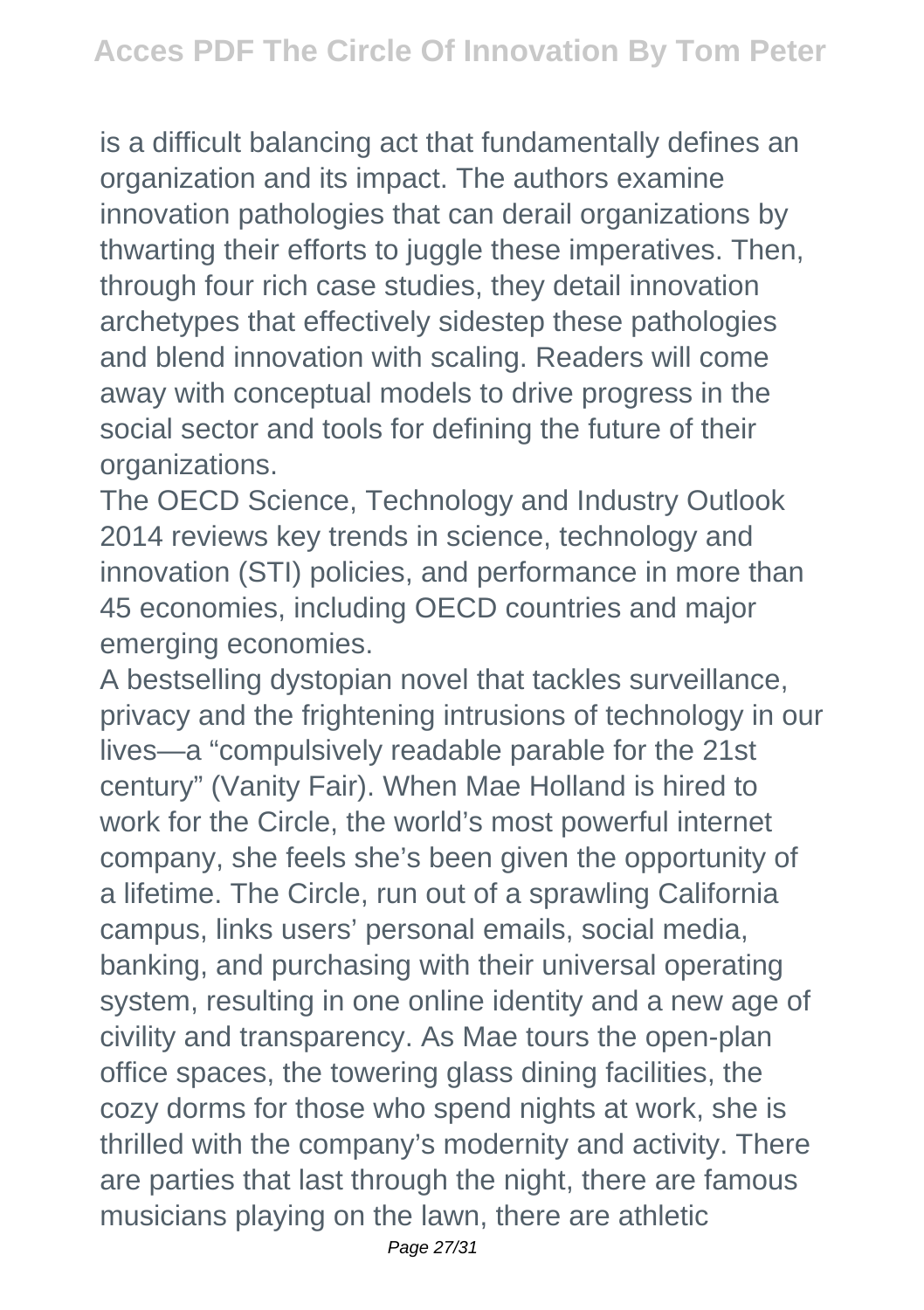is a difficult balancing act that fundamentally defines an organization and its impact. The authors examine innovation pathologies that can derail organizations by thwarting their efforts to juggle these imperatives. Then, through four rich case studies, they detail innovation archetypes that effectively sidestep these pathologies and blend innovation with scaling. Readers will come away with conceptual models to drive progress in the social sector and tools for defining the future of their organizations.

The OECD Science, Technology and Industry Outlook 2014 reviews key trends in science, technology and innovation (STI) policies, and performance in more than 45 economies, including OECD countries and major emerging economies.

A bestselling dystopian novel that tackles surveillance, privacy and the frightening intrusions of technology in our lives—a "compulsively readable parable for the 21st century" (Vanity Fair). When Mae Holland is hired to work for the Circle, the world's most powerful internet company, she feels she's been given the opportunity of a lifetime. The Circle, run out of a sprawling California campus, links users' personal emails, social media, banking, and purchasing with their universal operating system, resulting in one online identity and a new age of civility and transparency. As Mae tours the open-plan office spaces, the towering glass dining facilities, the cozy dorms for those who spend nights at work, she is thrilled with the company's modernity and activity. There are parties that last through the night, there are famous musicians playing on the lawn, there are athletic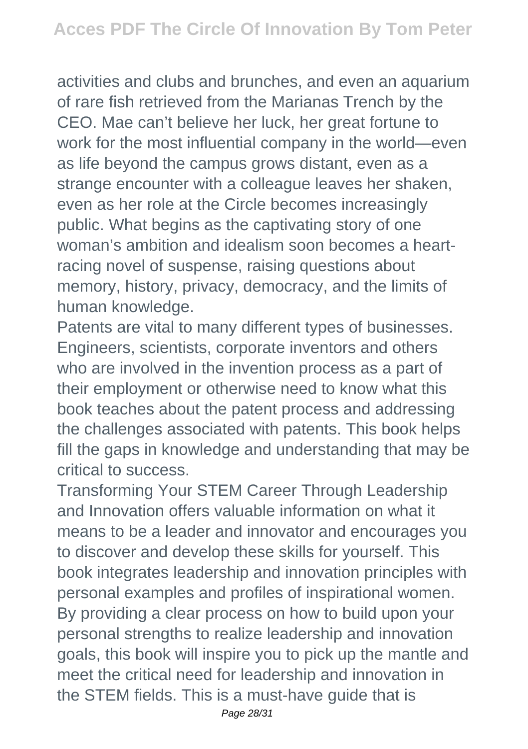activities and clubs and brunches, and even an aquarium of rare fish retrieved from the Marianas Trench by the CEO. Mae can't believe her luck, her great fortune to work for the most influential company in the world—even as life beyond the campus grows distant, even as a strange encounter with a colleague leaves her shaken, even as her role at the Circle becomes increasingly public. What begins as the captivating story of one woman's ambition and idealism soon becomes a heart-racing novel of suspense, raising questions about memory, history, privacy, democracy, and the limits of human knowledge.

Patents are vital to many different types of businesses. Engineers, scientists, corporate inventors and others who are involved in the invention process as a part of their employment or otherwise need to know what this book teaches about the patent process and addressing the challenges associated with patents. This book helps fill the gaps in knowledge and understanding that may be critical to success.

Transforming Your STEM Career Through Leadership and Innovation offers valuable information on what it means to be a leader and innovator and encourages you to discover and develop these skills for yourself. This book integrates leadership and innovation principles with personal examples and profiles of inspirational women. By providing a clear process on how to build upon your personal strengths to realize leadership and innovation goals, this book will inspire you to pick up the mantle and meet the critical need for leadership and innovation in the STEM fields. This is a must-have guide that is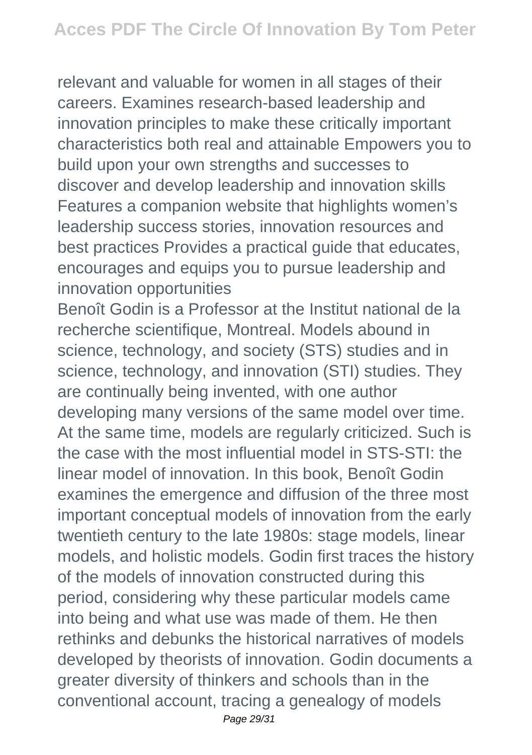relevant and valuable for women in all stages of their careers. Examines research-based leadership and innovation principles to make these critically important characteristics both real and attainable Empowers you to build upon your own strengths and successes to discover and develop leadership and innovation skills Features a companion website that highlights women's leadership success stories, innovation resources and best practices Provides a practical guide that educates, encourages and equips you to pursue leadership and innovation opportunities

Benoît Godin is a Professor at the Institut national de la recherche scientifique, Montreal. Models abound in science, technology, and society (STS) studies and in science, technology, and innovation (STI) studies. They are continually being invented, with one author developing many versions of the same model over time. At the same time, models are regularly criticized. Such is the case with the most influential model in STS-STI: the linear model of innovation. In this book, Benoît Godin examines the emergence and diffusion of the three most important conceptual models of innovation from the early twentieth century to the late 1980s: stage models, linear models, and holistic models. Godin first traces the history of the models of innovation constructed during this period, considering why these particular models came into being and what use was made of them. He then rethinks and debunks the historical narratives of models developed by theorists of innovation. Godin documents a greater diversity of thinkers and schools than in the conventional account, tracing a genealogy of models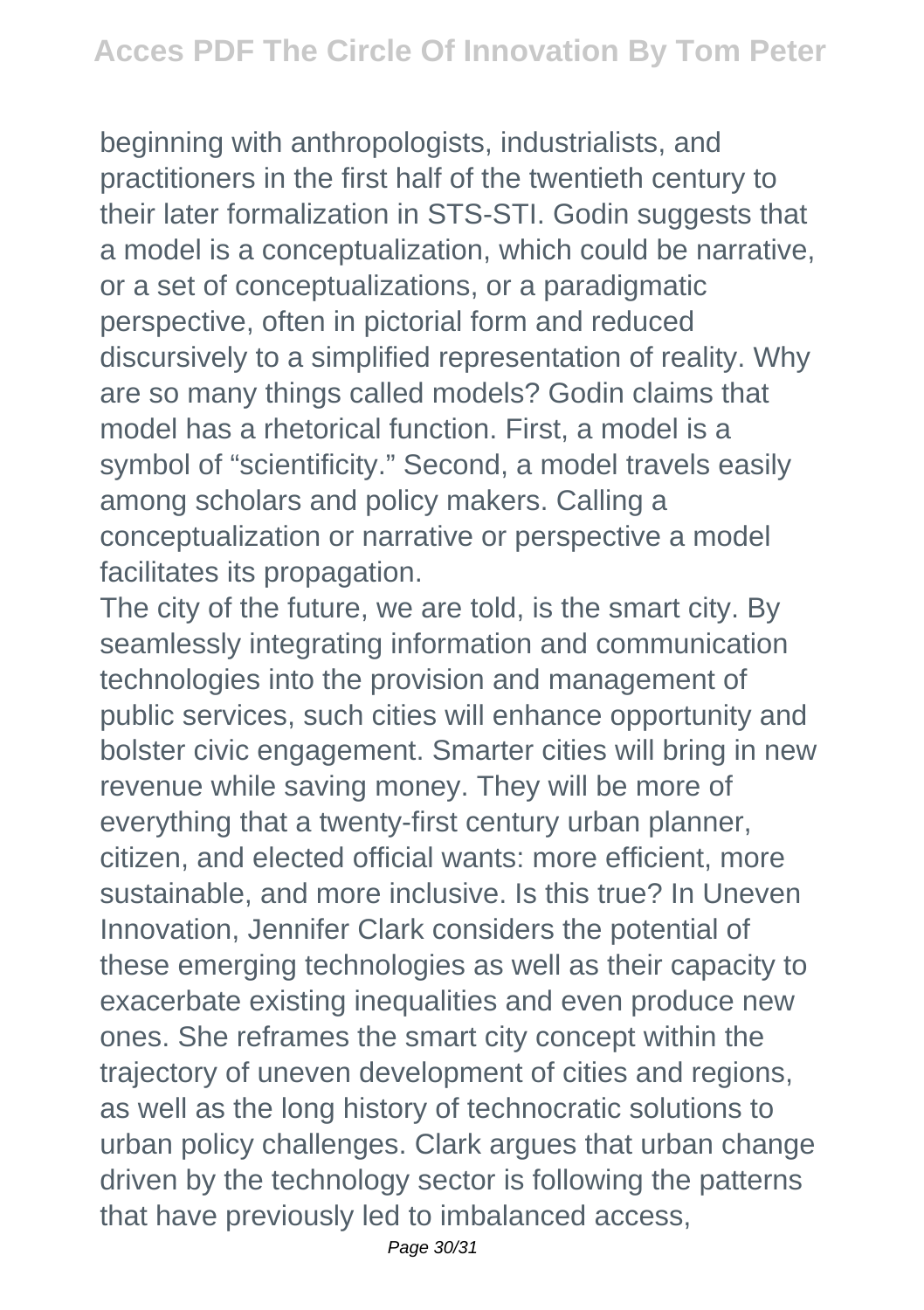beginning with anthropologists, industrialists, and practitioners in the first half of the twentieth century to their later formalization in STS-STI. Godin suggests that a model is a conceptualization, which could be narrative, or a set of conceptualizations, or a paradigmatic perspective, often in pictorial form and reduced discursively to a simplified representation of reality. Why are so many things called models? Godin claims that model has a rhetorical function. First, a model is a symbol of "scientificity." Second, a model travels easily among scholars and policy makers. Calling a conceptualization or narrative or perspective a model facilitates its propagation.

The city of the future, we are told, is the smart city. By seamlessly integrating information and communication technologies into the provision and management of public services, such cities will enhance opportunity and bolster civic engagement. Smarter cities will bring in new revenue while saving money. They will be more of everything that a twenty-first century urban planner, citizen, and elected official wants: more efficient, more sustainable, and more inclusive. Is this true? In Uneven Innovation, Jennifer Clark considers the potential of these emerging technologies as well as their capacity to exacerbate existing inequalities and even produce new ones. She reframes the smart city concept within the trajectory of uneven development of cities and regions, as well as the long history of technocratic solutions to urban policy challenges. Clark argues that urban change driven by the technology sector is following the patterns that have previously led to imbalanced access,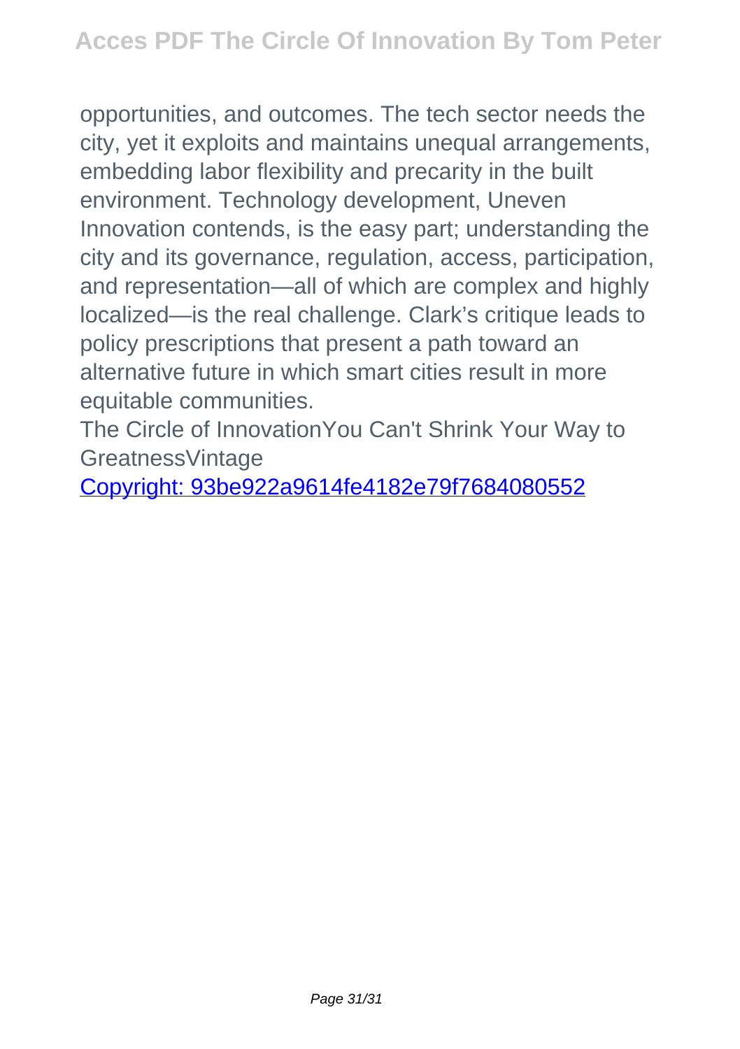opportunities, and outcomes. The tech sector needs the city, yet it exploits and maintains unequal arrangements, embedding labor flexibility and precarity in the built environment. Technology development, Uneven Innovation contends, is the easy part; understanding the city and its governance, regulation, access, participation, and representation—all of which are complex and highly localized—is the real challenge. Clark's critique leads to policy prescriptions that present a path toward an alternative future in which smart cities result in more equitable communities.

The Circle of InnovationYou Can't Shrink Your Way to GreatnessVintage

Copyright: 93be922a9614fe4182e79f7684080552